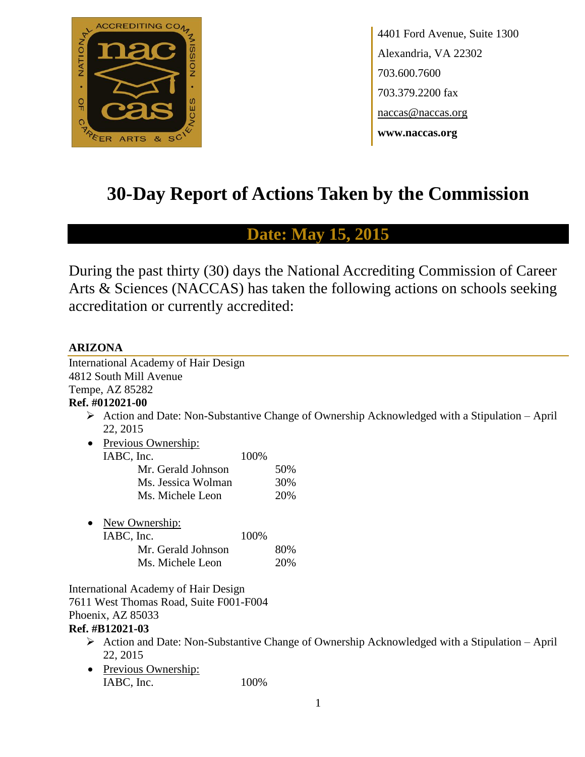4401 Ford Avenue, Suite 1300
Alexandria, VA 22302
703.600.7600
703.379.2200 fax
naccas@naccas.org
**www.naccas.org**

# 30-Day Report of Actions Taken by the Commission

## Date: May 15, 2015

During the past thirty (30) days the National Accrediting Commission of Career Arts & Sciences (NACCAS) has taken the following actions on schools seeking accreditation or currently accredited:

### ARIZONA

International Academy of Hair Design
4812 South Mill Avenue
Tempe, AZ 85282
**Ref. #012021-00**

- Action and Date: Non-Substantive Change of Ownership Acknowledged with a Stipulation – April 22, 2015
- Previous Ownership:
  IABC, Inc. 100%
  - Mr. Gerald Johnson 50%
  - Ms. Jessica Wolman 30%
  - Ms. Michele Leon 20%
- New Ownership:
  IABC, Inc. 100%
  - Mr. Gerald Johnson 80%
  - Ms. Michele Leon 20%

International Academy of Hair Design
7611 West Thomas Road, Suite F001-F004
Phoenix, AZ 85033
**Ref. #B12021-03**

- Action and Date: Non-Substantive Change of Ownership Acknowledged with a Stipulation – April 22, 2015
- Previous Ownership:
  IABC, Inc. 100%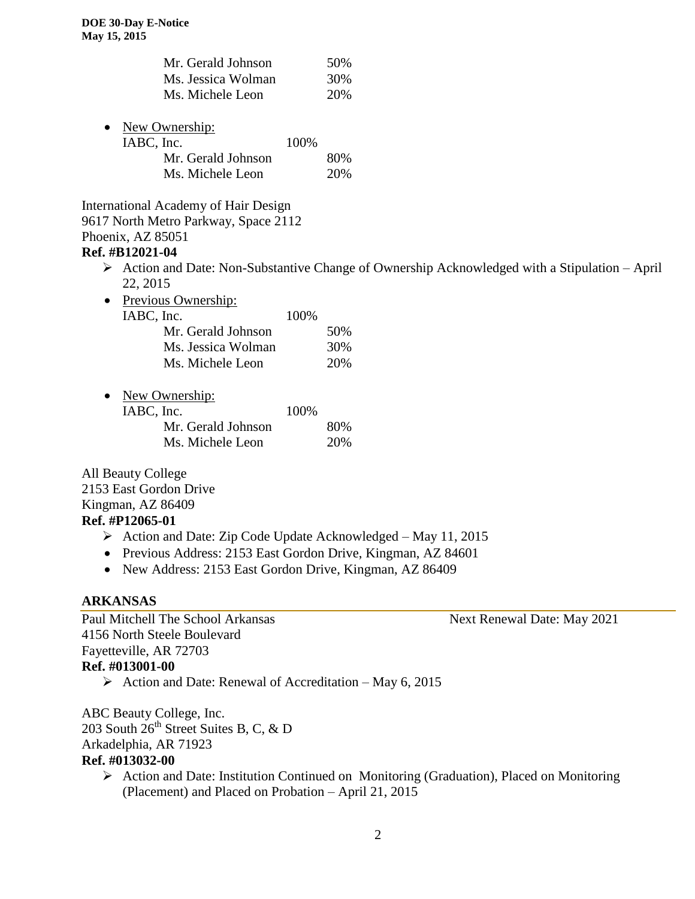| | |
|---|---|
| Mr. Gerald Johnson | 50% |
| Ms. Jessica Wolman | 30% |
| Ms. Michele Leon | 20% |

- New Ownership:

| | | |
|---|---|---|
| IABC, Inc. | 100% | |
| Mr. Gerald Johnson | | 80% |
| Ms. Michele Leon | | 20% |

International Academy of Hair Design
9617 North Metro Parkway, Space 2112
Phoenix, AZ 85051
**Ref. #B12021-04**

- ➢ Action and Date: Non-Substantive Change of Ownership Acknowledged with a Stipulation – April 22, 2015
- Previous Ownership:

| | | |
|---|---|---|
| IABC, Inc. | 100% | |
| Mr. Gerald Johnson | | 50% |
| Ms. Jessica Wolman | | 30% |
| Ms. Michele Leon | | 20% |

- New Ownership:

| | | |
|---|---|---|
| IABC, Inc. | 100% | |
| Mr. Gerald Johnson | | 80% |
| Ms. Michele Leon | | 20% |

All Beauty College
2153 East Gordon Drive
Kingman, AZ 86409
**Ref. #P12065-01**

- ➢ Action and Date: Zip Code Update Acknowledged – May 11, 2015
- Previous Address: 2153 East Gordon Drive, Kingman, AZ 84601
- New Address: 2153 East Gordon Drive, Kingman, AZ 86409

## ARKANSAS

Paul Mitchell The School Arkansas — Next Renewal Date: May 2021
4156 North Steele Boulevard
Fayetteville, AR 72703
**Ref. #013001-00**

- ➢ Action and Date: Renewal of Accreditation – May 6, 2015

ABC Beauty College, Inc.
203 South 26th Street Suites B, C, & D
Arkadelphia, AR 71923
**Ref. #013032-00**

- ➢ Action and Date: Institution Continued on Monitoring (Graduation), Placed on Monitoring (Placement) and Placed on Probation – April 21, 2015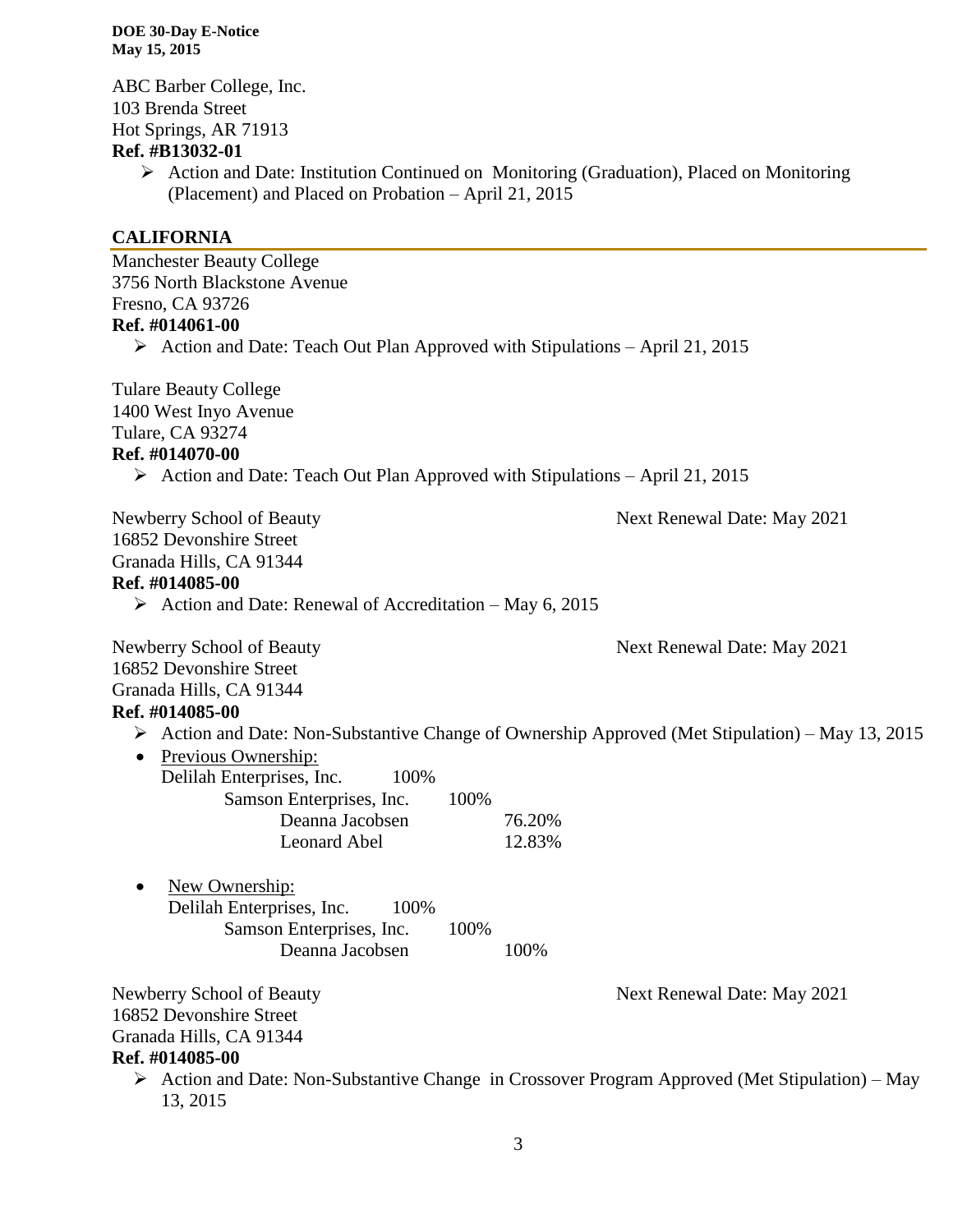ABC Barber College, Inc.
103 Brenda Street
Hot Springs, AR 71913
**Ref. #B13032-01**

- Action and Date: Institution Continued on Monitoring (Graduation), Placed on Monitoring (Placement) and Placed on Probation – April 21, 2015

## CALIFORNIA

Manchester Beauty College
3756 North Blackstone Avenue
Fresno, CA 93726
**Ref. #014061-00**

- Action and Date: Teach Out Plan Approved with Stipulations – April 21, 2015

Tulare Beauty College
1400 West Inyo Avenue
Tulare, CA 93274
**Ref. #014070-00**

- Action and Date: Teach Out Plan Approved with Stipulations – April 21, 2015

Newberry School of Beauty — Next Renewal Date: May 2021
16852 Devonshire Street
Granada Hills, CA 91344
**Ref. #014085-00**

- Action and Date: Renewal of Accreditation – May 6, 2015

Newberry School of Beauty — Next Renewal Date: May 2021
16852 Devonshire Street
Granada Hills, CA 91344
**Ref. #014085-00**

- Action and Date: Non-Substantive Change of Ownership Approved (Met Stipulation) – May 13, 2015
- Previous Ownership:
  - Delilah Enterprises, Inc. 100%
    - Samson Enterprises, Inc. 100%
      - Deanna Jacobsen 76.20%
      - Leonard Abel 12.83%
- New Ownership:
  - Delilah Enterprises, Inc. 100%
    - Samson Enterprises, Inc. 100%
      - Deanna Jacobsen 100%

Newberry School of Beauty — Next Renewal Date: May 2021
16852 Devonshire Street
Granada Hills, CA 91344
**Ref. #014085-00**

- Action and Date: Non-Substantive Change in Crossover Program Approved (Met Stipulation) – May 13, 2015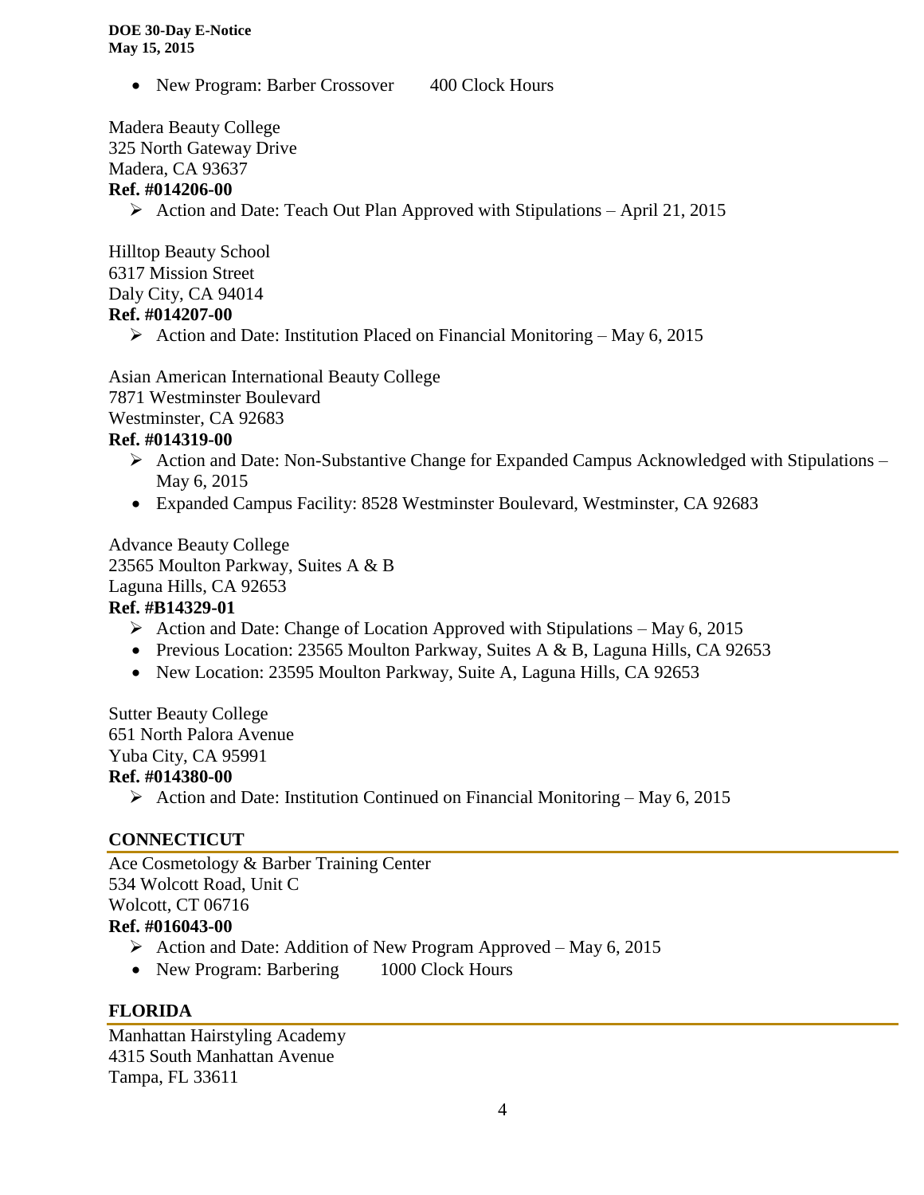- New Program: Barber Crossover 400 Clock Hours

Madera Beauty College
325 North Gateway Drive
Madera, CA 93637
**Ref. #014206-00**

- Action and Date: Teach Out Plan Approved with Stipulations – April 21, 2015

Hilltop Beauty School
6317 Mission Street
Daly City, CA 94014
**Ref. #014207-00**

- Action and Date: Institution Placed on Financial Monitoring – May 6, 2015

Asian American International Beauty College
7871 Westminster Boulevard
Westminster, CA 92683
**Ref. #014319-00**

- Action and Date: Non-Substantive Change for Expanded Campus Acknowledged with Stipulations – May 6, 2015
- Expanded Campus Facility: 8528 Westminster Boulevard, Westminster, CA 92683

Advance Beauty College
23565 Moulton Parkway, Suites A & B
Laguna Hills, CA 92653
**Ref. #B14329-01**

- Action and Date: Change of Location Approved with Stipulations – May 6, 2015
- Previous Location: 23565 Moulton Parkway, Suites A & B, Laguna Hills, CA 92653
- New Location: 23595 Moulton Parkway, Suite A, Laguna Hills, CA 92653

Sutter Beauty College
651 North Palora Avenue
Yuba City, CA 95991
**Ref. #014380-00**

- Action and Date: Institution Continued on Financial Monitoring – May 6, 2015

## CONNECTICUT

Ace Cosmetology & Barber Training Center
534 Wolcott Road, Unit C
Wolcott, CT 06716
**Ref. #016043-00**

- Action and Date: Addition of New Program Approved – May 6, 2015
- New Program: Barbering 1000 Clock Hours

## FLORIDA

Manhattan Hairstyling Academy
4315 South Manhattan Avenue
Tampa, FL 33611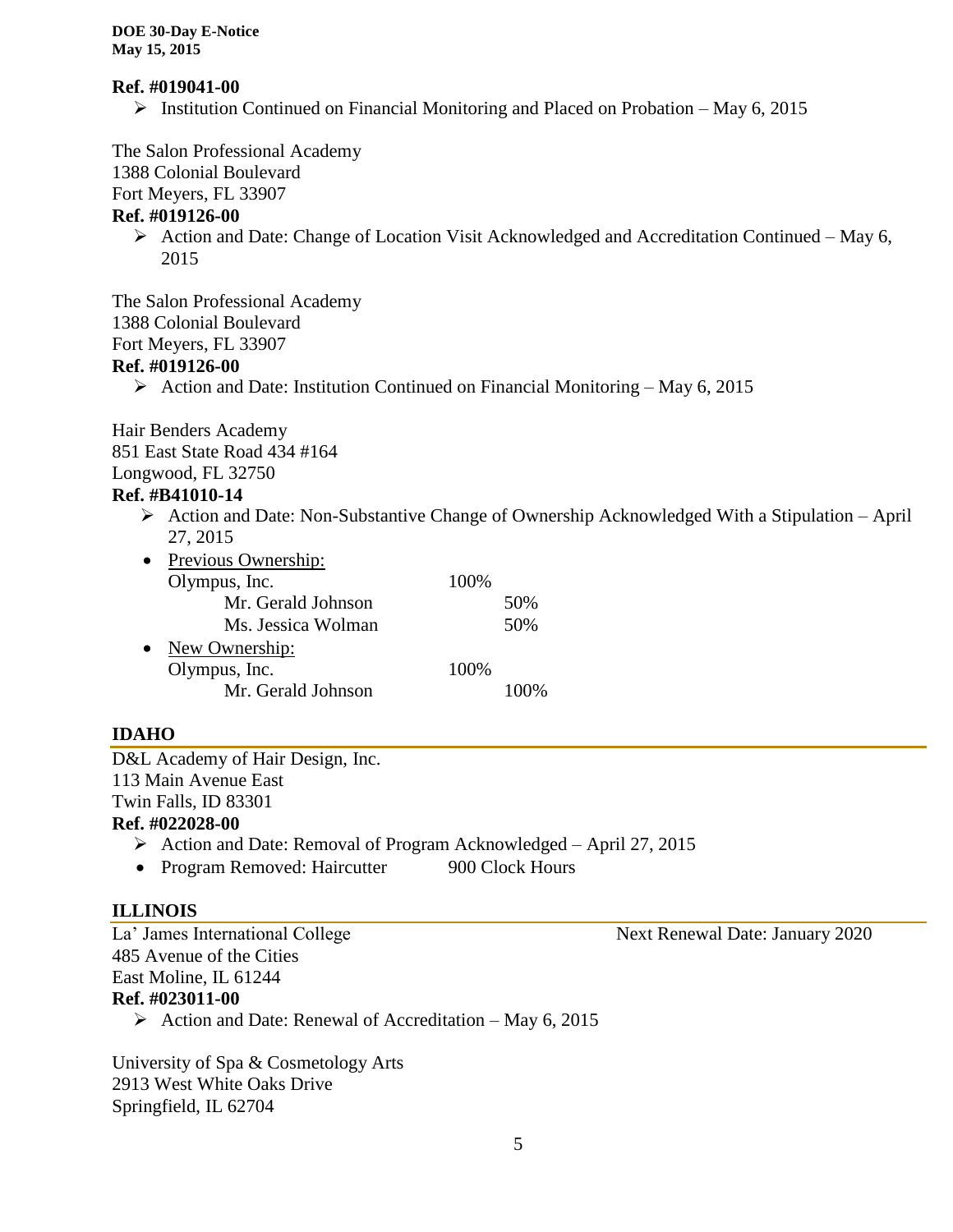**Ref. #019041-00**

- Institution Continued on Financial Monitoring and Placed on Probation – May 6, 2015

The Salon Professional Academy
1388 Colonial Boulevard
Fort Meyers, FL 33907
**Ref. #019126-00**

- Action and Date: Change of Location Visit Acknowledged and Accreditation Continued – May 6, 2015

The Salon Professional Academy
1388 Colonial Boulevard
Fort Meyers, FL 33907
**Ref. #019126-00**

- Action and Date: Institution Continued on Financial Monitoring – May 6, 2015

Hair Benders Academy
851 East State Road 434 #164
Longwood, FL 32750
**Ref. #B41010-14**

- Action and Date: Non-Substantive Change of Ownership Acknowledged With a Stipulation – April 27, 2015
- Previous Ownership:
  - Olympus, Inc. 100%
    - Mr. Gerald Johnson 50%
    - Ms. Jessica Wolman 50%
- New Ownership:
  - Olympus, Inc. 100%
    - Mr. Gerald Johnson 100%

## IDAHO

D&L Academy of Hair Design, Inc.
113 Main Avenue East
Twin Falls, ID 83301
**Ref. #022028-00**

- Action and Date: Removal of Program Acknowledged – April 27, 2015
- Program Removed: Haircutter 900 Clock Hours

## ILLINOIS

La' James International College — Next Renewal Date: January 2020
485 Avenue of the Cities
East Moline, IL 61244
**Ref. #023011-00**

- Action and Date: Renewal of Accreditation – May 6, 2015

University of Spa & Cosmetology Arts
2913 West White Oaks Drive
Springfield, IL 62704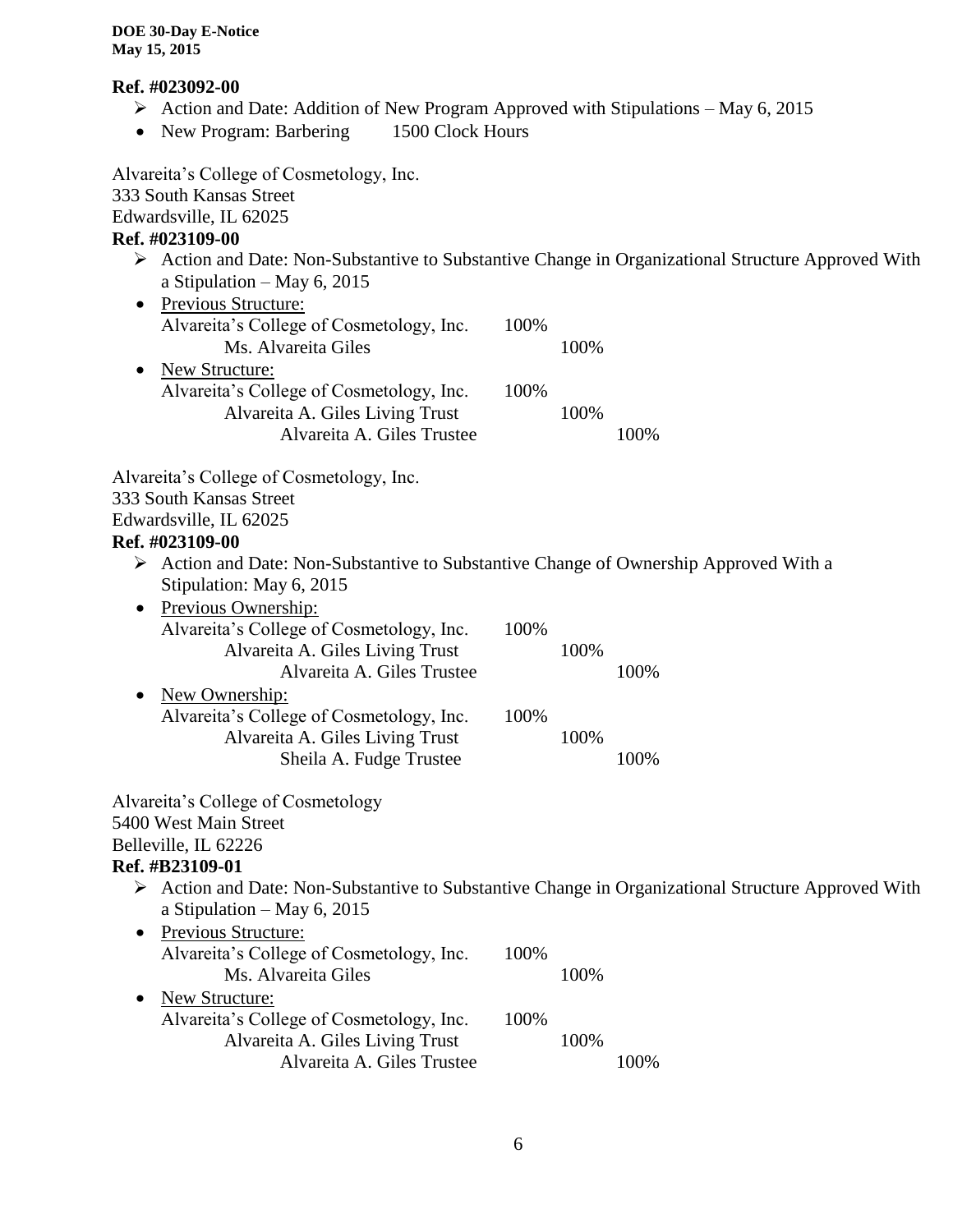**Ref. #023092-00**

- ➢ Action and Date: Addition of New Program Approved with Stipulations – May 6, 2015
- New Program: Barbering 1500 Clock Hours

Alvareita's College of Cosmetology, Inc.
333 South Kansas Street
Edwardsville, IL 62025

**Ref. #023109-00**

- ➢ Action and Date: Non-Substantive to Substantive Change in Organizational Structure Approved With a Stipulation – May 6, 2015
- Previous Structure:
  - Alvareita's College of Cosmetology, Inc. 100%
    - Ms. Alvareita Giles 100%
- New Structure:
  - Alvareita's College of Cosmetology, Inc. 100%
    - Alvareita A. Giles Living Trust 100%
      - Alvareita A. Giles Trustee 100%

Alvareita's College of Cosmetology, Inc.
333 South Kansas Street
Edwardsville, IL 62025

**Ref. #023109-00**

- ➢ Action and Date: Non-Substantive to Substantive Change of Ownership Approved With a Stipulation: May 6, 2015
- Previous Ownership:
  - Alvareita's College of Cosmetology, Inc. 100%
    - Alvareita A. Giles Living Trust 100%
      - Alvareita A. Giles Trustee 100%
- New Ownership:
  - Alvareita's College of Cosmetology, Inc. 100%
    - Alvareita A. Giles Living Trust 100%
      - Sheila A. Fudge Trustee 100%

Alvareita's College of Cosmetology
5400 West Main Street
Belleville, IL 62226

**Ref. #B23109-01**

- ➢ Action and Date: Non-Substantive to Substantive Change in Organizational Structure Approved With a Stipulation – May 6, 2015
- Previous Structure:
  - Alvareita's College of Cosmetology, Inc. 100%
    - Ms. Alvareita Giles 100%
- New Structure:
  - Alvareita's College of Cosmetology, Inc. 100%
    - Alvareita A. Giles Living Trust 100%
      - Alvareita A. Giles Trustee 100%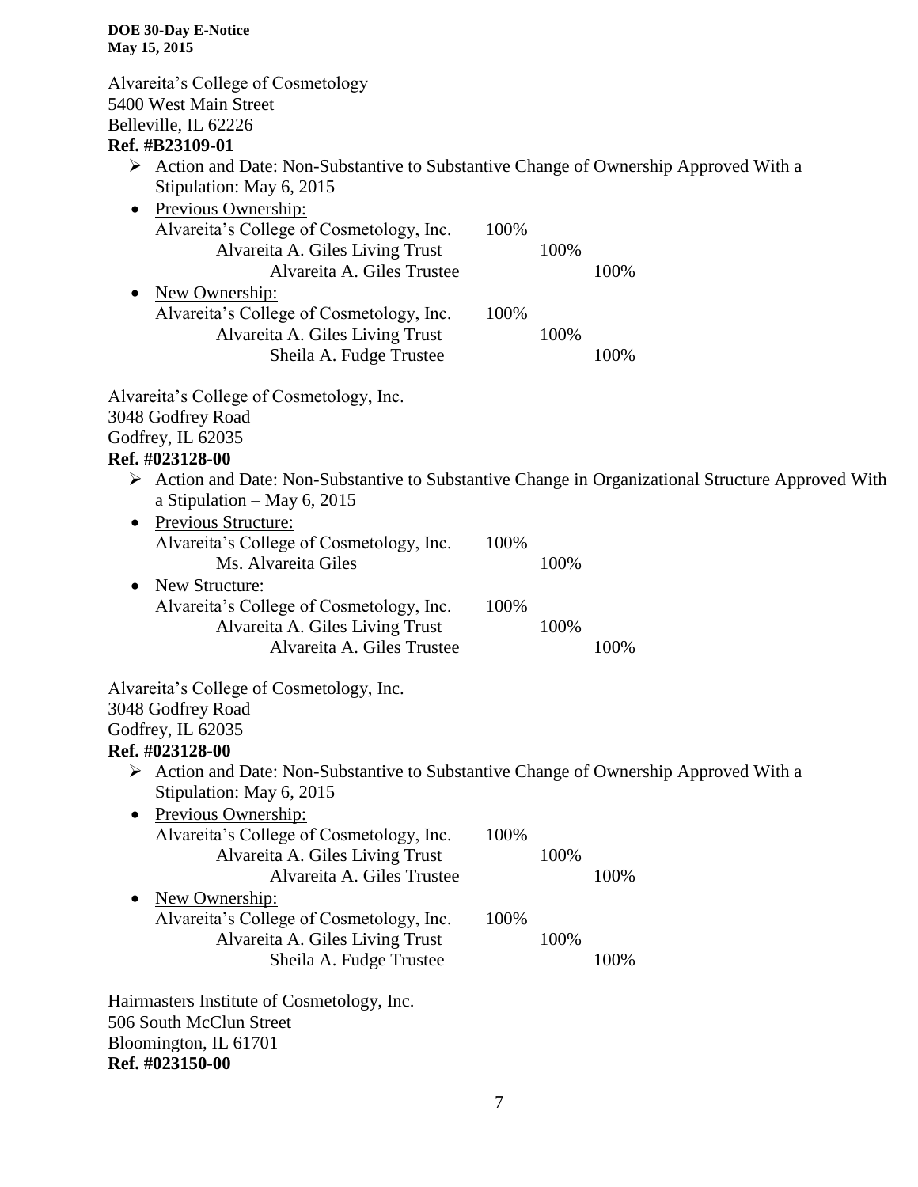Alvareita's College of Cosmetology
5400 West Main Street
Belleville, IL 62226
**Ref. #B23109-01**

- Action and Date: Non-Substantive to Substantive Change of Ownership Approved With a Stipulation: May 6, 2015
- Previous Ownership:

| | | | |
|---|---|---|---|
| Alvareita's College of Cosmetology, Inc. | 100% | | |
| Alvareita A. Giles Living Trust | | 100% | |
| Alvareita A. Giles Trustee | | | 100% |

- New Ownership:

| | | | |
|---|---|---|---|
| Alvareita's College of Cosmetology, Inc. | 100% | | |
| Alvareita A. Giles Living Trust | | 100% | |
| Sheila A. Fudge Trustee | | | 100% |

Alvareita's College of Cosmetology, Inc.
3048 Godfrey Road
Godfrey, IL 62035
**Ref. #023128-00**

- Action and Date: Non-Substantive to Substantive Change in Organizational Structure Approved With a Stipulation – May 6, 2015
- Previous Structure:

| | | | |
|---|---|---|---|
| Alvareita's College of Cosmetology, Inc. | 100% | | |
| Ms. Alvareita Giles | | 100% | |

- New Structure:

| | | | |
|---|---|---|---|
| Alvareita's College of Cosmetology, Inc. | 100% | | |
| Alvareita A. Giles Living Trust | | 100% | |
| Alvareita A. Giles Trustee | | | 100% |

Alvareita's College of Cosmetology, Inc.
3048 Godfrey Road
Godfrey, IL 62035
**Ref. #023128-00**

- Action and Date: Non-Substantive to Substantive Change of Ownership Approved With a Stipulation: May 6, 2015
- Previous Ownership:

| | | | |
|---|---|---|---|
| Alvareita's College of Cosmetology, Inc. | 100% | | |
| Alvareita A. Giles Living Trust | | 100% | |
| Alvareita A. Giles Trustee | | | 100% |

- New Ownership:

| | | | |
|---|---|---|---|
| Alvareita's College of Cosmetology, Inc. | 100% | | |
| Alvareita A. Giles Living Trust | | 100% | |
| Sheila A. Fudge Trustee | | | 100% |

Hairmasters Institute of Cosmetology, Inc.
506 South McClun Street
Bloomington, IL 61701
**Ref. #023150-00**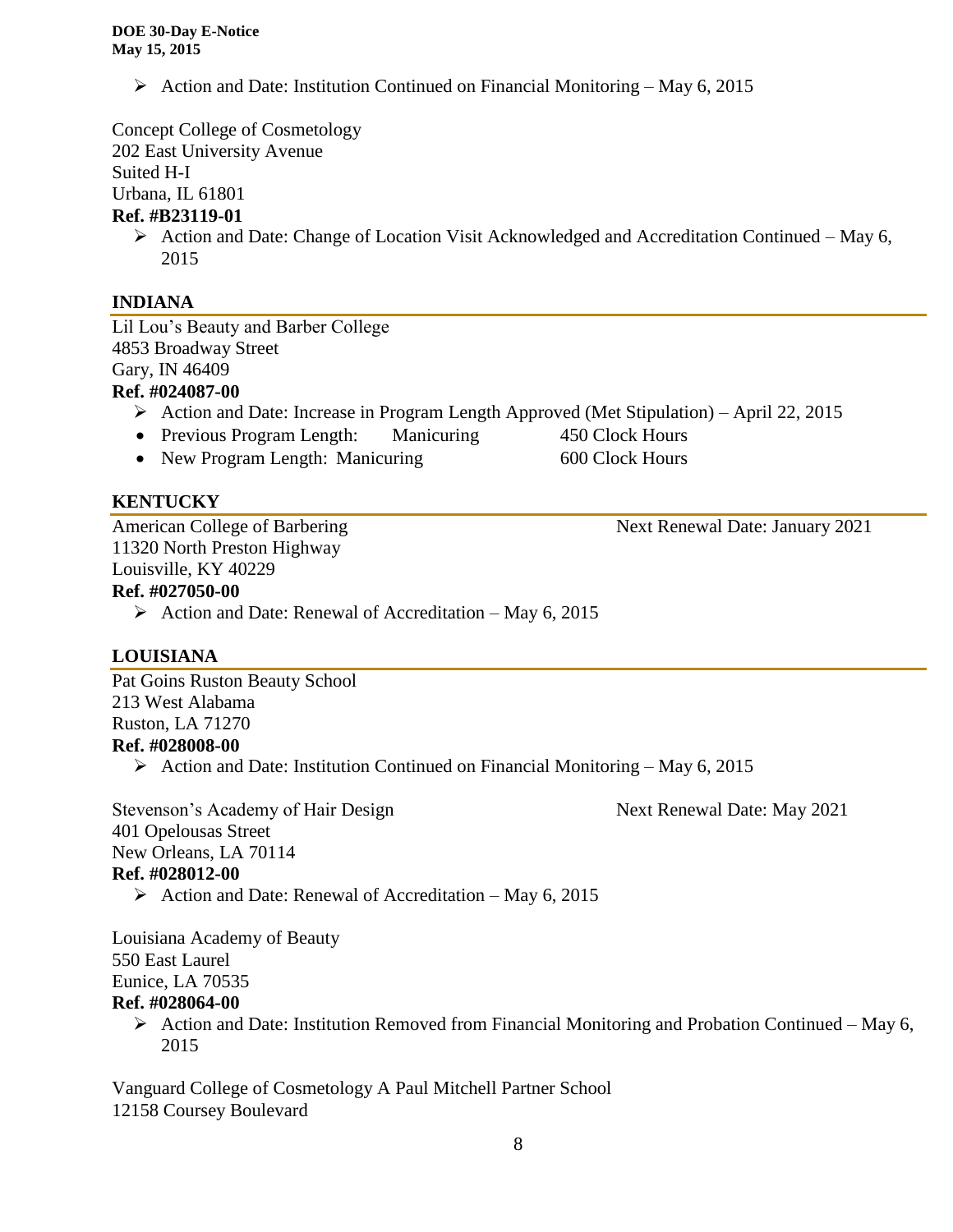- Action and Date: Institution Continued on Financial Monitoring – May 6, 2015

Concept College of Cosmetology
202 East University Avenue
Suited H-I
Urbana, IL 61801
**Ref. #B23119-01**

- Action and Date: Change of Location Visit Acknowledged and Accreditation Continued – May 6, 2015

## INDIANA

Lil Lou's Beauty and Barber College
4853 Broadway Street
Gary, IN 46409
**Ref. #024087-00**

- Action and Date: Increase in Program Length Approved (Met Stipulation) – April 22, 2015
- Previous Program Length: Manicuring 450 Clock Hours
- New Program Length: Manicuring 600 Clock Hours

## KENTUCKY

American College of Barbering — Next Renewal Date: January 2021
11320 North Preston Highway
Louisville, KY 40229
**Ref. #027050-00**

- Action and Date: Renewal of Accreditation – May 6, 2015

## LOUISIANA

Pat Goins Ruston Beauty School
213 West Alabama
Ruston, LA 71270
**Ref. #028008-00**

- Action and Date: Institution Continued on Financial Monitoring – May 6, 2015

Stevenson's Academy of Hair Design — Next Renewal Date: May 2021
401 Opelousas Street
New Orleans, LA 70114
**Ref. #028012-00**

- Action and Date: Renewal of Accreditation – May 6, 2015

Louisiana Academy of Beauty
550 East Laurel
Eunice, LA 70535
**Ref. #028064-00**

- Action and Date: Institution Removed from Financial Monitoring and Probation Continued – May 6, 2015

Vanguard College of Cosmetology A Paul Mitchell Partner School
12158 Coursey Boulevard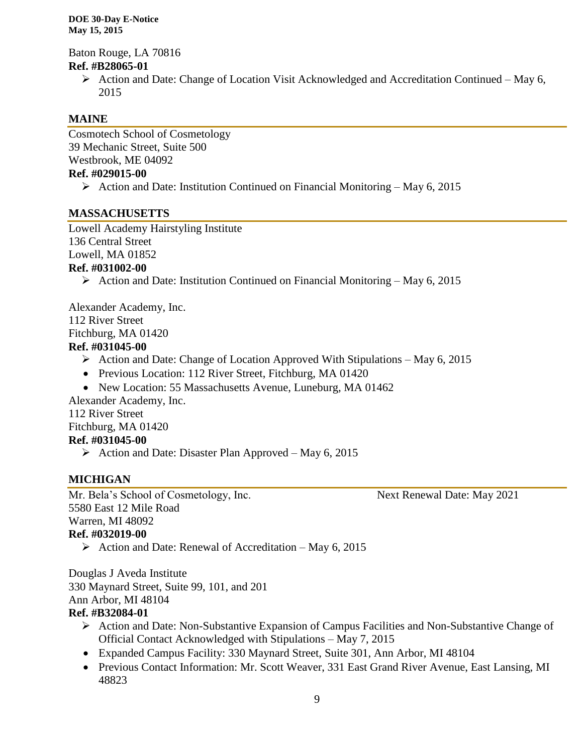Baton Rouge, LA 70816
**Ref. #B28065-01**

- Action and Date: Change of Location Visit Acknowledged and Accreditation Continued – May 6, 2015

## MAINE

Cosmotech School of Cosmetology
39 Mechanic Street, Suite 500
Westbrook, ME 04092
**Ref. #029015-00**

- Action and Date: Institution Continued on Financial Monitoring – May 6, 2015

## MASSACHUSETTS

Lowell Academy Hairstyling Institute
136 Central Street
Lowell, MA 01852
**Ref. #031002-00**

- Action and Date: Institution Continued on Financial Monitoring – May 6, 2015

Alexander Academy, Inc.
112 River Street
Fitchburg, MA 01420
**Ref. #031045-00**

- Action and Date: Change of Location Approved With Stipulations – May 6, 2015
  - Previous Location: 112 River Street, Fitchburg, MA 01420
  - New Location: 55 Massachusetts Avenue, Luneburg, MA 01462

Alexander Academy, Inc.
112 River Street
Fitchburg, MA 01420
**Ref. #031045-00**

- Action and Date: Disaster Plan Approved – May 6, 2015

## MICHIGAN

Mr. Bela's School of Cosmetology, Inc. — Next Renewal Date: May 2021
5580 East 12 Mile Road
Warren, MI 48092
**Ref. #032019-00**

- Action and Date: Renewal of Accreditation – May 6, 2015

Douglas J Aveda Institute
330 Maynard Street, Suite 99, 101, and 201
Ann Arbor, MI 48104
**Ref. #B32084-01**

- Action and Date: Non-Substantive Expansion of Campus Facilities and Non-Substantive Change of Official Contact Acknowledged with Stipulations – May 7, 2015
  - Expanded Campus Facility: 330 Maynard Street, Suite 301, Ann Arbor, MI 48104
  - Previous Contact Information: Mr. Scott Weaver, 331 East Grand River Avenue, East Lansing, MI 48823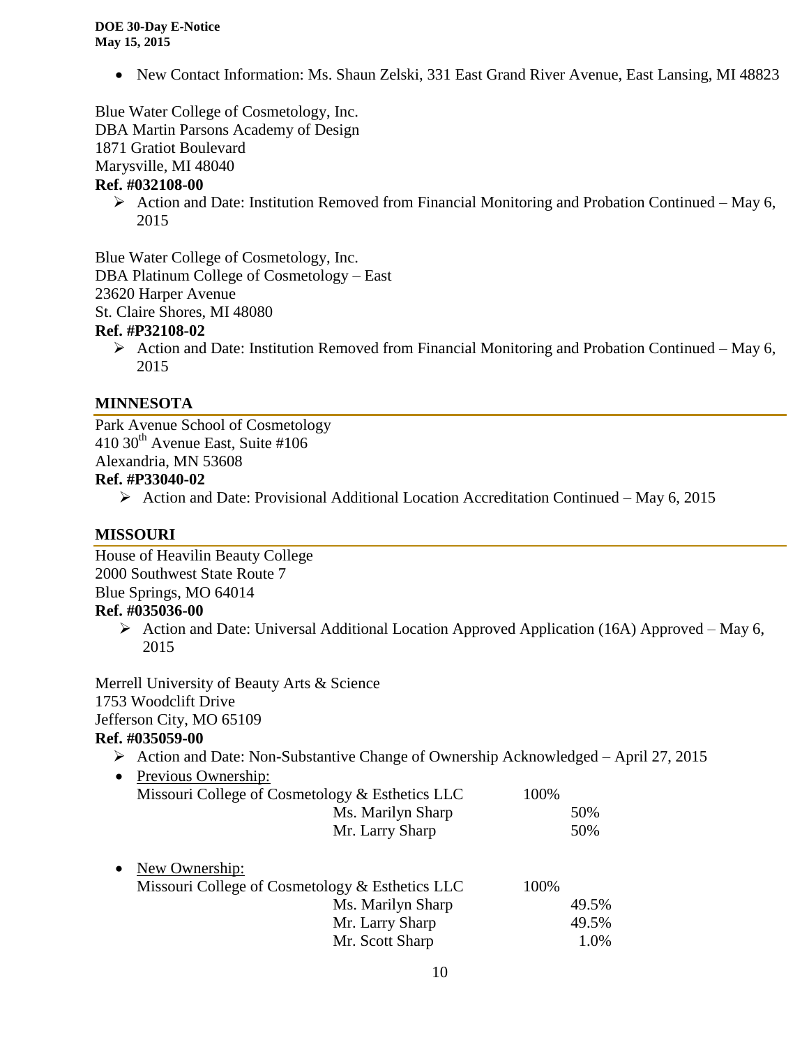- New Contact Information: Ms. Shaun Zelski, 331 East Grand River Avenue, East Lansing, MI 48823

Blue Water College of Cosmetology, Inc.
DBA Martin Parsons Academy of Design
1871 Gratiot Boulevard
Marysville, MI 48040
**Ref. #032108-00**

- Action and Date: Institution Removed from Financial Monitoring and Probation Continued – May 6, 2015

Blue Water College of Cosmetology, Inc.
DBA Platinum College of Cosmetology – East
23620 Harper Avenue
St. Claire Shores, MI 48080
**Ref. #P32108-02**

- Action and Date: Institution Removed from Financial Monitoring and Probation Continued – May 6, 2015

## MINNESOTA

Park Avenue School of Cosmetology
410 30th Avenue East, Suite #106
Alexandria, MN 53608
**Ref. #P33040-02**

- Action and Date: Provisional Additional Location Accreditation Continued – May 6, 2015

## MISSOURI

House of Heavilin Beauty College
2000 Southwest State Route 7
Blue Springs, MO 64014
**Ref. #035036-00**

- Action and Date: Universal Additional Location Approved Application (16A) Approved – May 6, 2015

Merrell University of Beauty Arts & Science
1753 Woodclift Drive
Jefferson City, MO 65109
**Ref. #035059-00**

- Action and Date: Non-Substantive Change of Ownership Acknowledged – April 27, 2015
- Previous Ownership:

| | | | |
|---|---|---|---|
| Missouri College of Cosmetology & Esthetics LLC | | 100% | |
| | Ms. Marilyn Sharp | | 50% |
| | Mr. Larry Sharp | | 50% |

- New Ownership:

| | | | |
|---|---|---|---|
| Missouri College of Cosmetology & Esthetics LLC | | 100% | |
| | Ms. Marilyn Sharp | | 49.5% |
| | Mr. Larry Sharp | | 49.5% |
| | Mr. Scott Sharp | | 1.0% |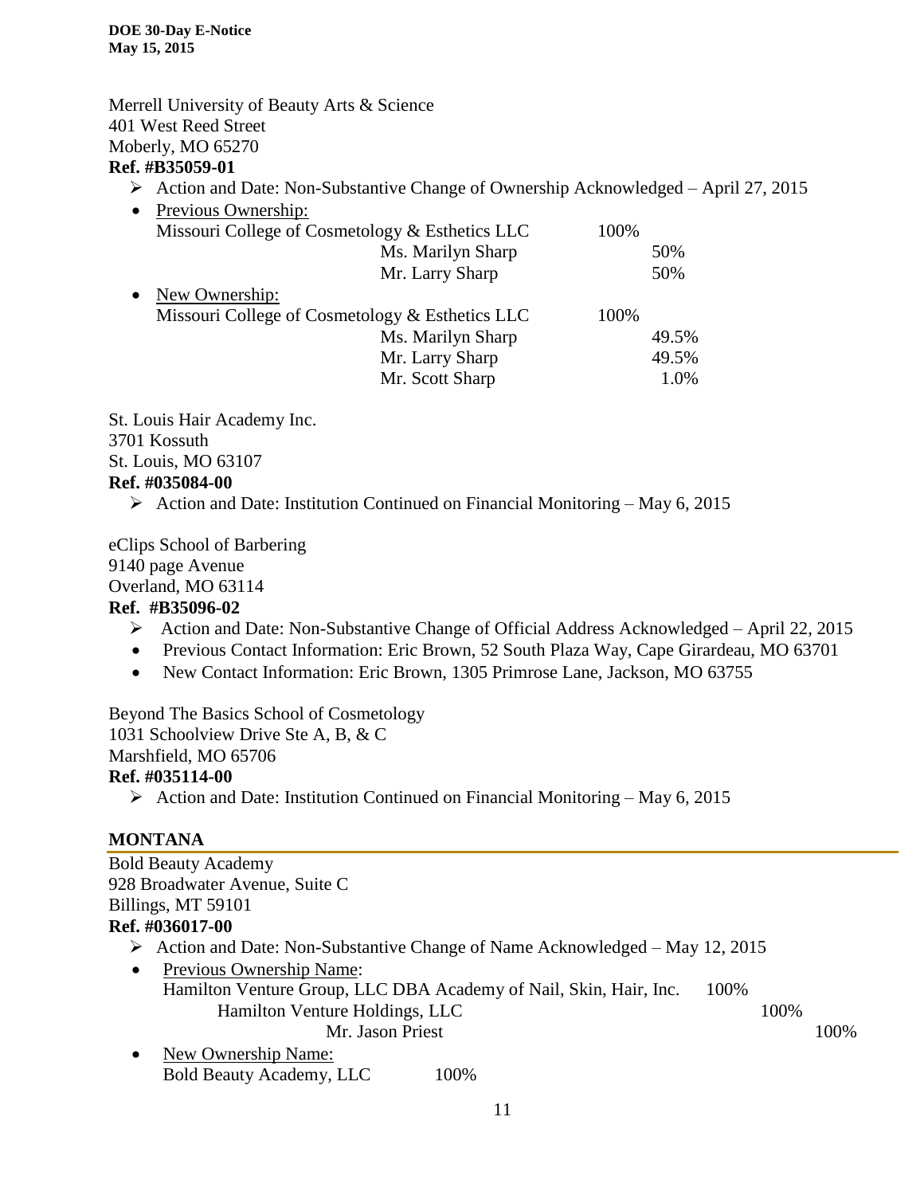Merrell University of Beauty Arts & Science
401 West Reed Street
Moberly, MO 65270
**Ref. #B35059-01**

- Action and Date: Non-Substantive Change of Ownership Acknowledged – April 27, 2015
- Previous Ownership:
  Missouri College of Cosmetology & Esthetics LLC 100%
  - Ms. Marilyn Sharp 50%
  - Mr. Larry Sharp 50%
- New Ownership:
  Missouri College of Cosmetology & Esthetics LLC 100%
  - Ms. Marilyn Sharp 49.5%
  - Mr. Larry Sharp 49.5%
  - Mr. Scott Sharp 1.0%

St. Louis Hair Academy Inc.
3701 Kossuth
St. Louis, MO 63107
**Ref. #035084-00**

- Action and Date: Institution Continued on Financial Monitoring – May 6, 2015

eClips School of Barbering
9140 page Avenue
Overland, MO 63114
**Ref. #B35096-02**

- Action and Date: Non-Substantive Change of Official Address Acknowledged – April 22, 2015
- Previous Contact Information: Eric Brown, 52 South Plaza Way, Cape Girardeau, MO 63701
- New Contact Information: Eric Brown, 1305 Primrose Lane, Jackson, MO 63755

Beyond The Basics School of Cosmetology
1031 Schoolview Drive Ste A, B, & C
Marshfield, MO 65706
**Ref. #035114-00**

- Action and Date: Institution Continued on Financial Monitoring – May 6, 2015

## MONTANA

Bold Beauty Academy
928 Broadwater Avenue, Suite C
Billings, MT 59101
**Ref. #036017-00**

- Action and Date: Non-Substantive Change of Name Acknowledged – May 12, 2015
- Previous Ownership Name:
  Hamilton Venture Group, LLC DBA Academy of Nail, Skin, Hair, Inc. 100%
  - Hamilton Venture Holdings, LLC 100%
    - Mr. Jason Priest 100%
- New Ownership Name:
  Bold Beauty Academy, LLC 100%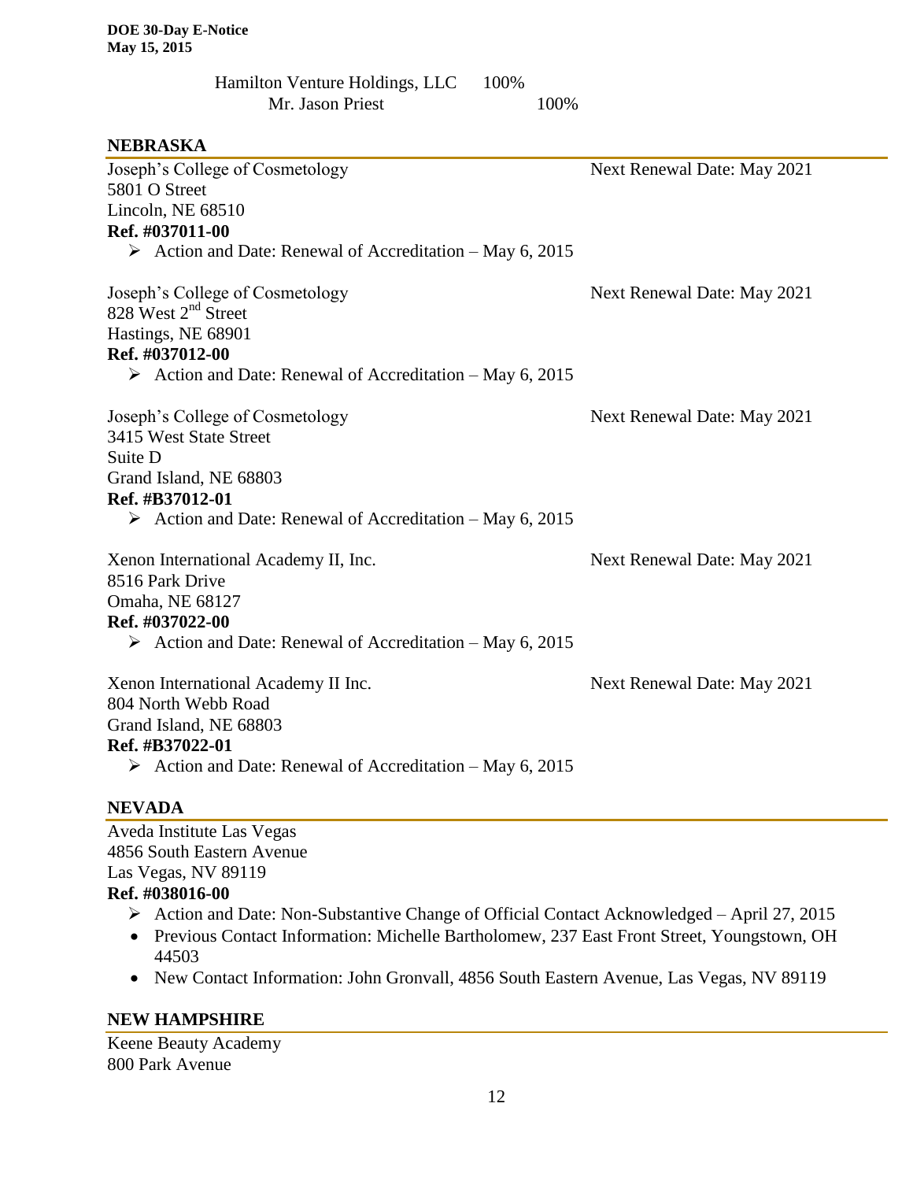Hamilton Venture Holdings, LLC 100%
Mr. Jason Priest 100%

## NEBRASKA

Joseph's College of Cosmetology
5801 O Street
Lincoln, NE 68510
**Ref. #037011-00**
Next Renewal Date: May 2021

- Action and Date: Renewal of Accreditation – May 6, 2015

Joseph's College of Cosmetology
828 West 2nd Street
Hastings, NE 68901
**Ref. #037012-00**
Next Renewal Date: May 2021

- Action and Date: Renewal of Accreditation – May 6, 2015

Joseph's College of Cosmetology
3415 West State Street
Suite D
Grand Island, NE 68803
**Ref. #B37012-01**
Next Renewal Date: May 2021

- Action and Date: Renewal of Accreditation – May 6, 2015

Xenon International Academy II, Inc.
8516 Park Drive
Omaha, NE 68127
**Ref. #037022-00**
Next Renewal Date: May 2021

- Action and Date: Renewal of Accreditation – May 6, 2015

Xenon International Academy II Inc.
804 North Webb Road
Grand Island, NE 68803
**Ref. #B37022-01**
Next Renewal Date: May 2021

- Action and Date: Renewal of Accreditation – May 6, 2015

## NEVADA

Aveda Institute Las Vegas
4856 South Eastern Avenue
Las Vegas, NV 89119
**Ref. #038016-00**

- Action and Date: Non-Substantive Change of Official Contact Acknowledged – April 27, 2015
  - Previous Contact Information: Michelle Bartholomew, 237 East Front Street, Youngstown, OH 44503
  - New Contact Information: John Gronvall, 4856 South Eastern Avenue, Las Vegas, NV 89119

## NEW HAMPSHIRE

Keene Beauty Academy
800 Park Avenue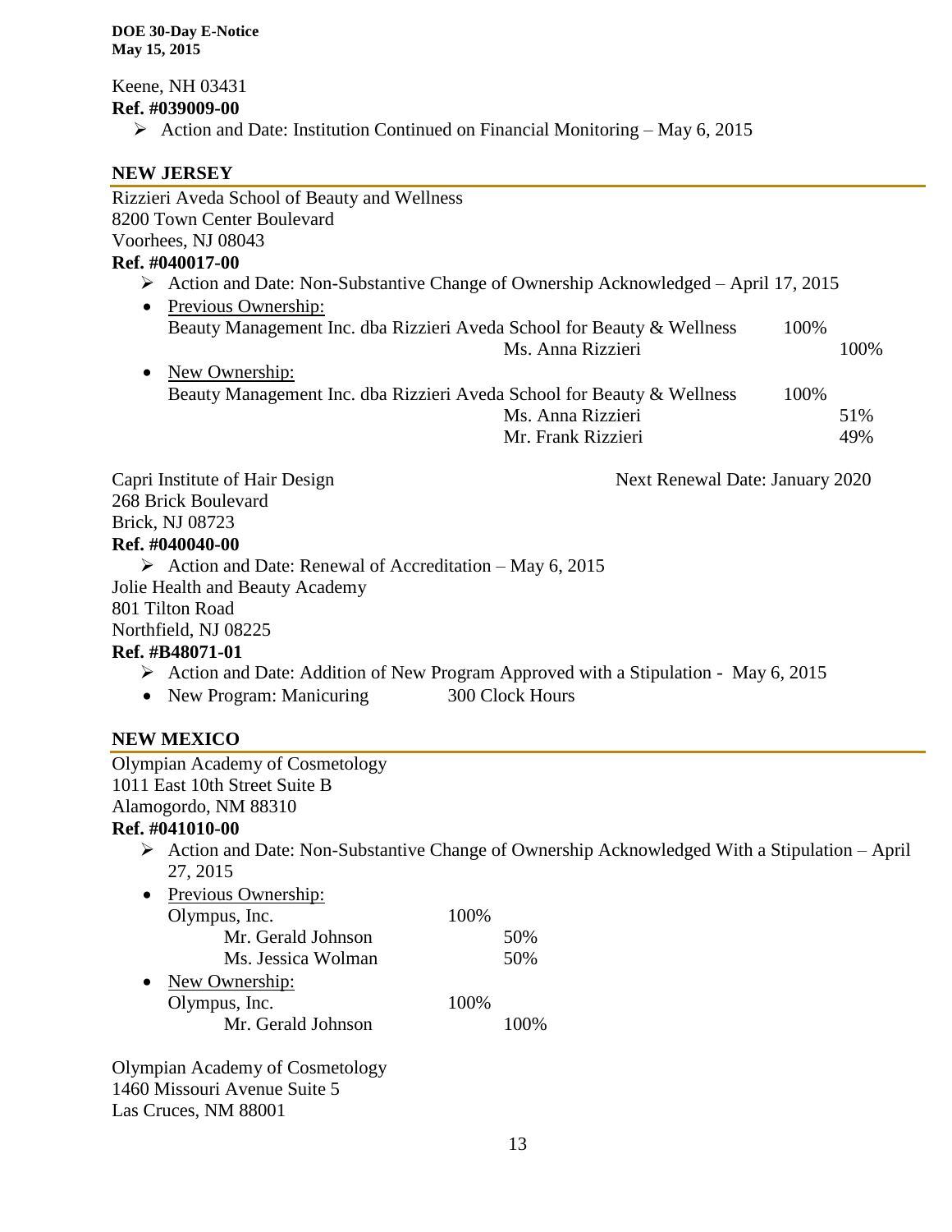Keene, NH 03431
**Ref. #039009-00**

- Action and Date: Institution Continued on Financial Monitoring – May 6, 2015

## NEW JERSEY

Rizzieri Aveda School of Beauty and Wellness
8200 Town Center Boulevard
Voorhees, NJ 08043
**Ref. #040017-00**

- Action and Date: Non-Substantive Change of Ownership Acknowledged – April 17, 2015
- Previous Ownership:
  Beauty Management Inc. dba Rizzieri Aveda School for Beauty & Wellness 100%
  Ms. Anna Rizzieri 100%
- New Ownership:
  Beauty Management Inc. dba Rizzieri Aveda School for Beauty & Wellness 100%
  Ms. Anna Rizzieri 51%
  Mr. Frank Rizzieri 49%

Capri Institute of Hair Design — Next Renewal Date: January 2020
268 Brick Boulevard
Brick, NJ 08723
**Ref. #040040-00**

- Action and Date: Renewal of Accreditation – May 6, 2015

Jolie Health and Beauty Academy
801 Tilton Road
Northfield, NJ 08225
**Ref. #B48071-01**

- Action and Date: Addition of New Program Approved with a Stipulation - May 6, 2015
- New Program: Manicuring 300 Clock Hours

## NEW MEXICO

Olympian Academy of Cosmetology
1011 East 10th Street Suite B
Alamogordo, NM 88310
**Ref. #041010-00**

- Action and Date: Non-Substantive Change of Ownership Acknowledged With a Stipulation – April 27, 2015
- Previous Ownership:
  Olympus, Inc. 100%
  Mr. Gerald Johnson 50%
  Ms. Jessica Wolman 50%
- New Ownership:
  Olympus, Inc. 100%
  Mr. Gerald Johnson 100%

Olympian Academy of Cosmetology
1460 Missouri Avenue Suite 5
Las Cruces, NM 88001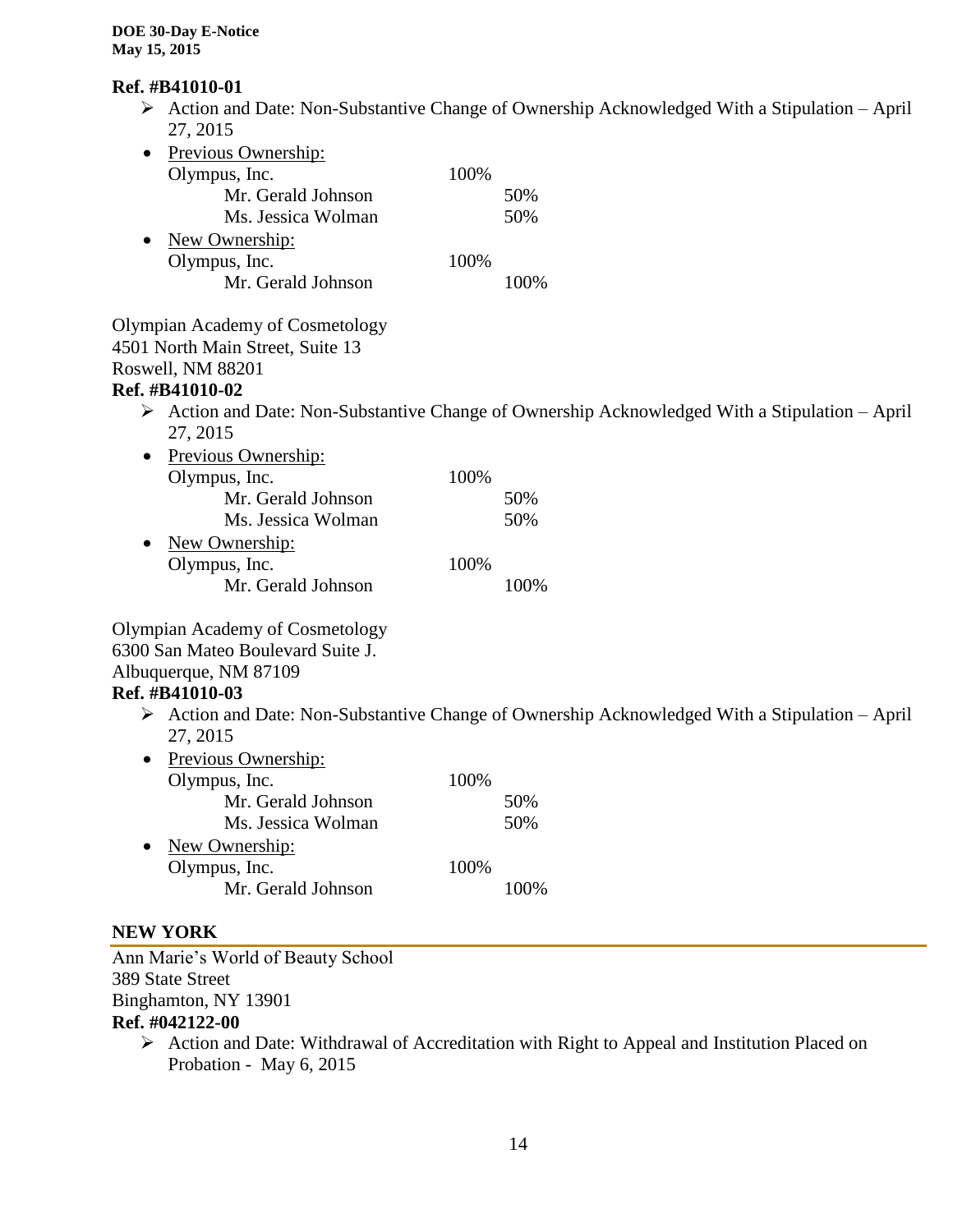**Ref. #B41010-01**

- ➢ Action and Date: Non-Substantive Change of Ownership Acknowledged With a Stipulation – April 27, 2015
- Previous Ownership:

| | | |
|---|---|---|
| Olympus, Inc. | 100% | |
| Mr. Gerald Johnson | | 50% |
| Ms. Jessica Wolman | | 50% |

- New Ownership:

| | | |
|---|---|---|
| Olympus, Inc. | 100% | |
| Mr. Gerald Johnson | | 100% |

Olympian Academy of Cosmetology
4501 North Main Street, Suite 13
Roswell, NM 88201

**Ref. #B41010-02**

- ➢ Action and Date: Non-Substantive Change of Ownership Acknowledged With a Stipulation – April 27, 2015
- Previous Ownership:

| | | |
|---|---|---|
| Olympus, Inc. | 100% | |
| Mr. Gerald Johnson | | 50% |
| Ms. Jessica Wolman | | 50% |

- New Ownership:

| | | |
|---|---|---|
| Olympus, Inc. | 100% | |
| Mr. Gerald Johnson | | 100% |

Olympian Academy of Cosmetology
6300 San Mateo Boulevard Suite J.
Albuquerque, NM 87109

**Ref. #B41010-03**

- ➢ Action and Date: Non-Substantive Change of Ownership Acknowledged With a Stipulation – April 27, 2015
- Previous Ownership:

| | | |
|---|---|---|
| Olympus, Inc. | 100% | |
| Mr. Gerald Johnson | | 50% |
| Ms. Jessica Wolman | | 50% |

- New Ownership:

| | | |
|---|---|---|
| Olympus, Inc. | 100% | |
| Mr. Gerald Johnson | | 100% |

## NEW YORK

Ann Marie's World of Beauty School
389 State Street
Binghamton, NY 13901

**Ref. #042122-00**

- ➢ Action and Date: Withdrawal of Accreditation with Right to Appeal and Institution Placed on Probation - May 6, 2015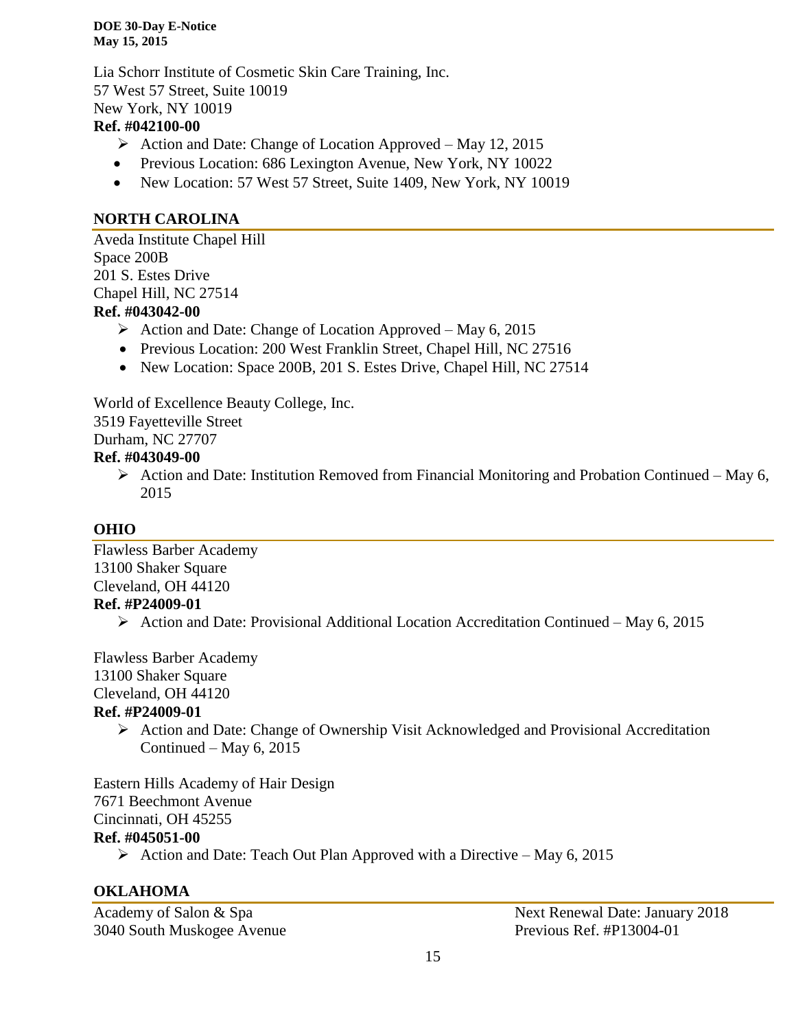Lia Schorr Institute of Cosmetic Skin Care Training, Inc.
57 West 57 Street, Suite 10019
New York, NY 10019
**Ref. #042100-00**

- Action and Date: Change of Location Approved – May 12, 2015
- Previous Location: 686 Lexington Avenue, New York, NY 10022
- New Location: 57 West 57 Street, Suite 1409, New York, NY 10019

## NORTH CAROLINA

Aveda Institute Chapel Hill
Space 200B
201 S. Estes Drive
Chapel Hill, NC 27514
**Ref. #043042-00**

- Action and Date: Change of Location Approved – May 6, 2015
- Previous Location: 200 West Franklin Street, Chapel Hill, NC 27516
- New Location: Space 200B, 201 S. Estes Drive, Chapel Hill, NC 27514

World of Excellence Beauty College, Inc.
3519 Fayetteville Street
Durham, NC 27707
**Ref. #043049-00**

- Action and Date: Institution Removed from Financial Monitoring and Probation Continued – May 6, 2015

## OHIO

Flawless Barber Academy
13100 Shaker Square
Cleveland, OH 44120
**Ref. #P24009-01**

- Action and Date: Provisional Additional Location Accreditation Continued – May 6, 2015

Flawless Barber Academy
13100 Shaker Square
Cleveland, OH 44120
**Ref. #P24009-01**

- Action and Date: Change of Ownership Visit Acknowledged and Provisional Accreditation Continued – May 6, 2015

Eastern Hills Academy of Hair Design
7671 Beechmont Avenue
Cincinnati, OH 45255
**Ref. #045051-00**

- Action and Date: Teach Out Plan Approved with a Directive – May 6, 2015

## OKLAHOMA

Academy of Salon & Spa
3040 South Muskogee Avenue

Next Renewal Date: January 2018
Previous Ref. #P13004-01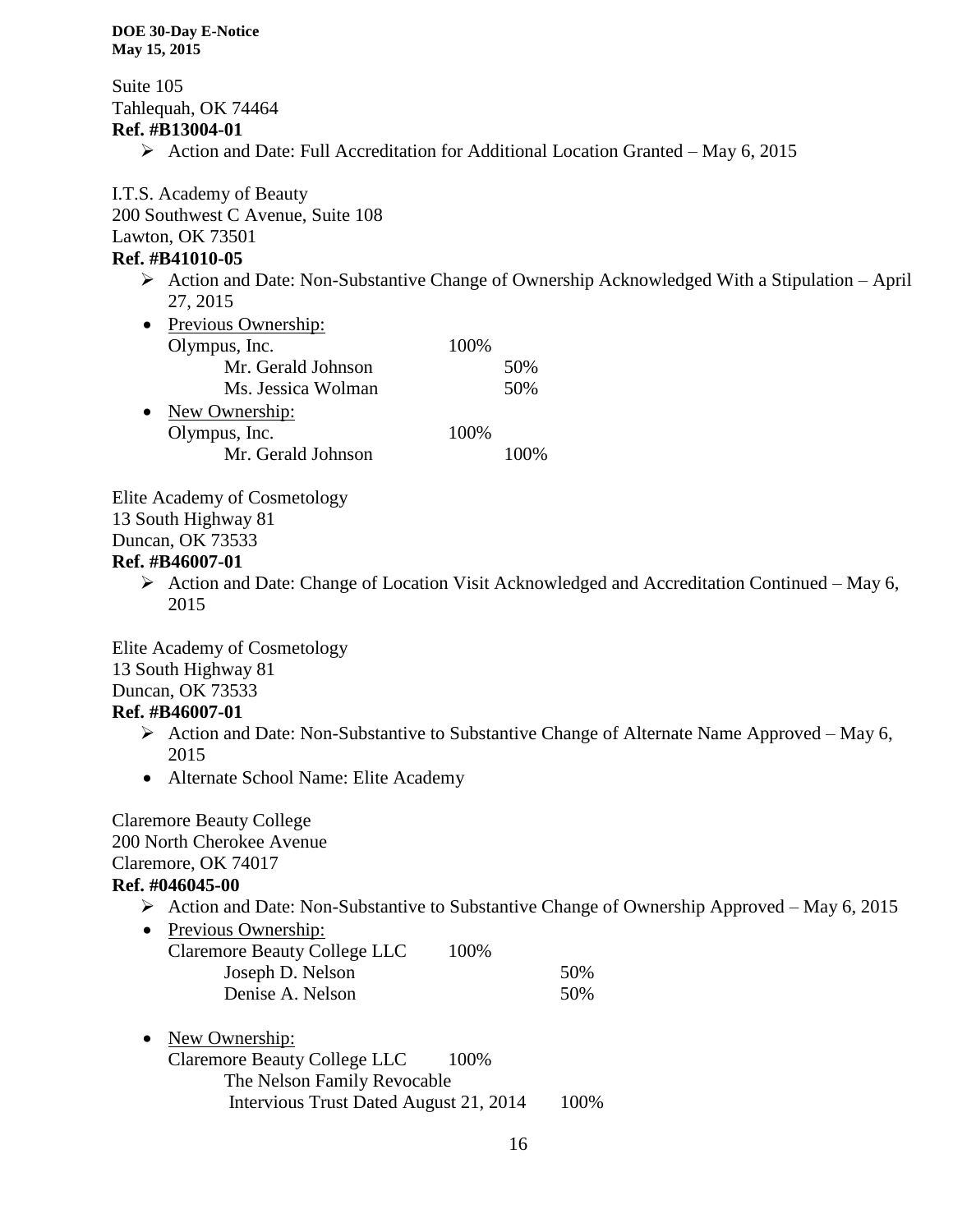Suite 105
Tahlequah, OK 74464
**Ref. #B13004-01**

- Action and Date: Full Accreditation for Additional Location Granted – May 6, 2015

I.T.S. Academy of Beauty
200 Southwest C Avenue, Suite 108
Lawton, OK 73501
**Ref. #B41010-05**

- Action and Date: Non-Substantive Change of Ownership Acknowledged With a Stipulation – April 27, 2015
- Previous Ownership:
  Olympus, Inc. 100%
    Mr. Gerald Johnson 50%
    Ms. Jessica Wolman 50%
- New Ownership:
  Olympus, Inc. 100%
    Mr. Gerald Johnson 100%

Elite Academy of Cosmetology
13 South Highway 81
Duncan, OK 73533
**Ref. #B46007-01**

- Action and Date: Change of Location Visit Acknowledged and Accreditation Continued – May 6, 2015

Elite Academy of Cosmetology
13 South Highway 81
Duncan, OK 73533
**Ref. #B46007-01**

- Action and Date: Non-Substantive to Substantive Change of Alternate Name Approved – May 6, 2015
- Alternate School Name: Elite Academy

Claremore Beauty College
200 North Cherokee Avenue
Claremore, OK 74017
**Ref. #046045-00**

- Action and Date: Non-Substantive to Substantive Change of Ownership Approved – May 6, 2015
- Previous Ownership:
  Claremore Beauty College LLC 100%
    Joseph D. Nelson 50%
    Denise A. Nelson 50%
- New Ownership:
  Claremore Beauty College LLC 100%
    The Nelson Family Revocable Intervious Trust Dated August 21, 2014 100%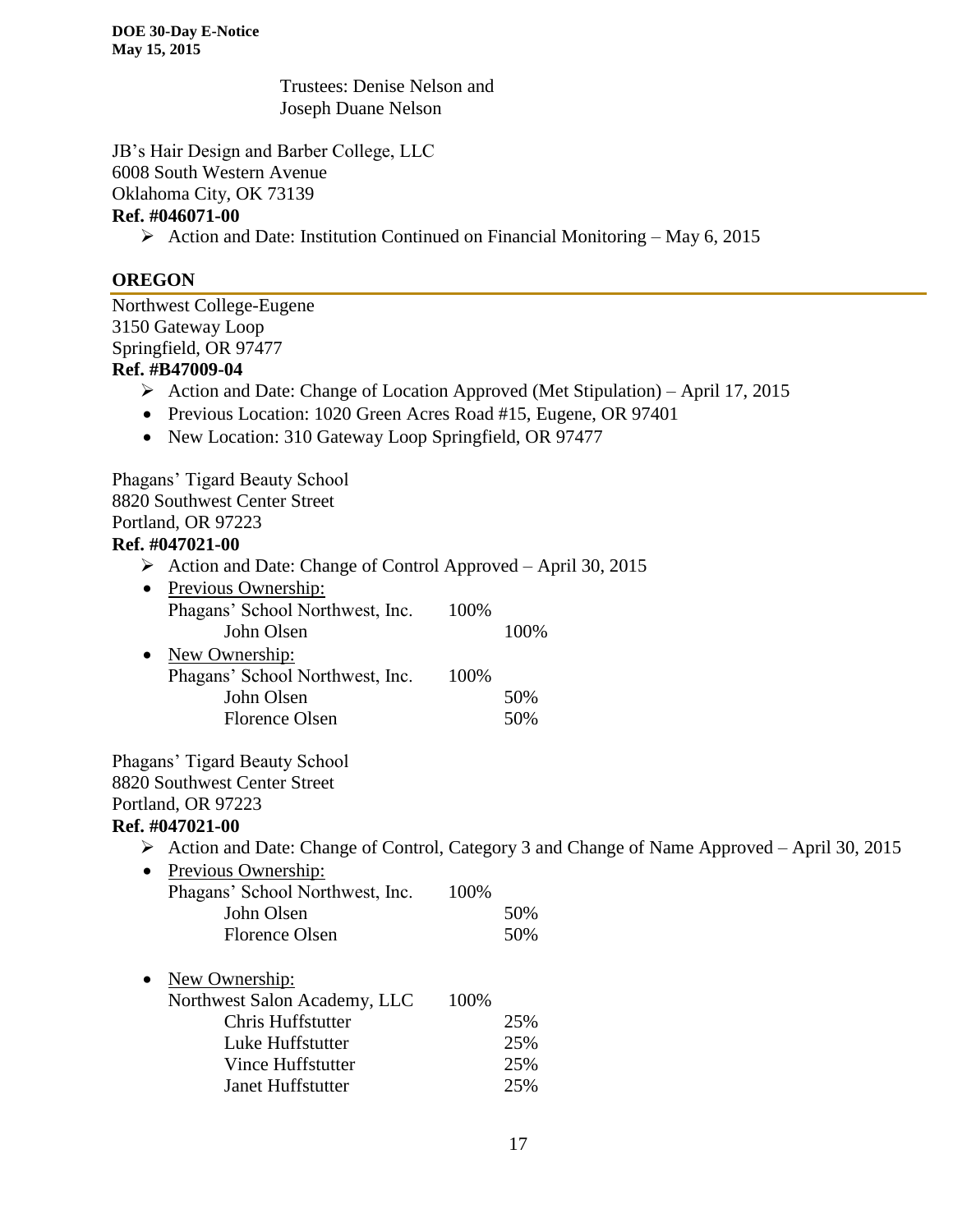Trustees: Denise Nelson and Joseph Duane Nelson

JB's Hair Design and Barber College, LLC
6008 South Western Avenue
Oklahoma City, OK 73139
**Ref. #046071-00**

- ➢ Action and Date: Institution Continued on Financial Monitoring – May 6, 2015

## OREGON

Northwest College-Eugene
3150 Gateway Loop
Springfield, OR 97477
**Ref. #B47009-04**

- ➢ Action and Date: Change of Location Approved (Met Stipulation) – April 17, 2015
- Previous Location: 1020 Green Acres Road #15, Eugene, OR 97401
- New Location: 310 Gateway Loop Springfield, OR 97477

Phagans' Tigard Beauty School
8820 Southwest Center Street
Portland, OR 97223
**Ref. #047021-00**

- ➢ Action and Date: Change of Control Approved – April 30, 2015
- Previous Ownership:

| | | |
|---|---|---|
| Phagans' School Northwest, Inc. | 100% | |
| John Olsen | | 100% |

- New Ownership:

| | | |
|---|---|---|
| Phagans' School Northwest, Inc. | 100% | |
| John Olsen | | 50% |
| Florence Olsen | | 50% |

Phagans' Tigard Beauty School
8820 Southwest Center Street
Portland, OR 97223
**Ref. #047021-00**

- ➢ Action and Date: Change of Control, Category 3 and Change of Name Approved – April 30, 2015
- Previous Ownership:

| | | |
|---|---|---|
| Phagans' School Northwest, Inc. | 100% | |
| John Olsen | | 50% |
| Florence Olsen | | 50% |

- New Ownership:

| | | |
|---|---|---|
| Northwest Salon Academy, LLC | 100% | |
| Chris Huffstutter | | 25% |
| Luke Huffstutter | | 25% |
| Vince Huffstutter | | 25% |
| Janet Huffstutter | | 25% |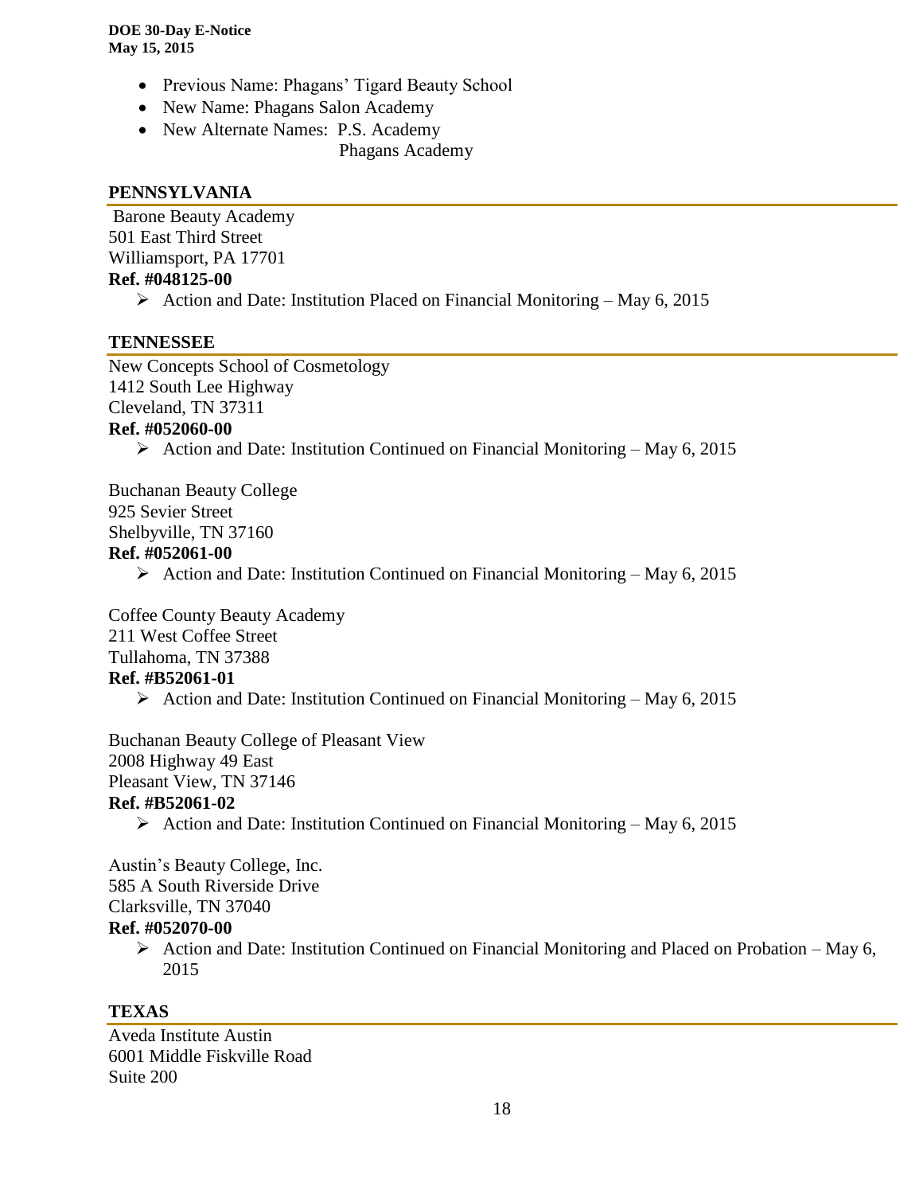- Previous Name: Phagans' Tigard Beauty School
- New Name: Phagans Salon Academy
- New Alternate Names: P.S. Academy
  Phagans Academy

## PENNSYLVANIA

Barone Beauty Academy
501 East Third Street
Williamsport, PA 17701
**Ref. #048125-00**

- Action and Date: Institution Placed on Financial Monitoring – May 6, 2015

## TENNESSEE

New Concepts School of Cosmetology
1412 South Lee Highway
Cleveland, TN 37311
**Ref. #052060-00**

- Action and Date: Institution Continued on Financial Monitoring – May 6, 2015

Buchanan Beauty College
925 Sevier Street
Shelbyville, TN 37160
**Ref. #052061-00**

- Action and Date: Institution Continued on Financial Monitoring – May 6, 2015

Coffee County Beauty Academy
211 West Coffee Street
Tullahoma, TN 37388
**Ref. #B52061-01**

- Action and Date: Institution Continued on Financial Monitoring – May 6, 2015

Buchanan Beauty College of Pleasant View
2008 Highway 49 East
Pleasant View, TN 37146
**Ref. #B52061-02**

- Action and Date: Institution Continued on Financial Monitoring – May 6, 2015

Austin's Beauty College, Inc.
585 A South Riverside Drive
Clarksville, TN 37040
**Ref. #052070-00**

- Action and Date: Institution Continued on Financial Monitoring and Placed on Probation – May 6, 2015

## TEXAS

Aveda Institute Austin
6001 Middle Fiskville Road
Suite 200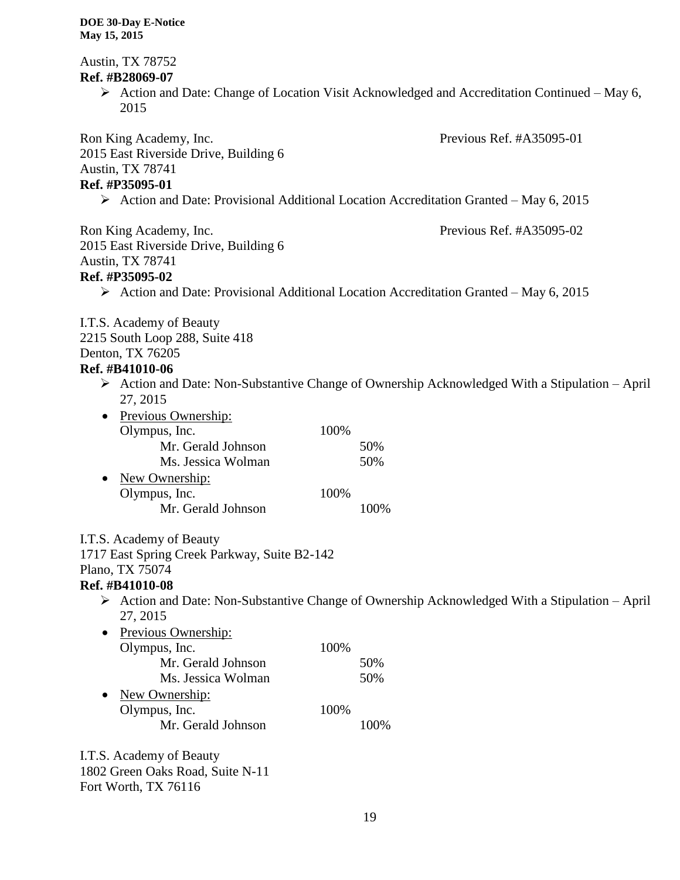Austin, TX 78752
**Ref. #B28069-07**

- Action and Date: Change of Location Visit Acknowledged and Accreditation Continued – May 6, 2015

Ron King Academy, Inc. Previous Ref. #A35095-01
2015 East Riverside Drive, Building 6
Austin, TX 78741
**Ref. #P35095-01**

- Action and Date: Provisional Additional Location Accreditation Granted – May 6, 2015

Ron King Academy, Inc. Previous Ref. #A35095-02
2015 East Riverside Drive, Building 6
Austin, TX 78741
**Ref. #P35095-02**

- Action and Date: Provisional Additional Location Accreditation Granted – May 6, 2015

I.T.S. Academy of Beauty
2215 South Loop 288, Suite 418
Denton, TX 76205
**Ref. #B41010-06**

- Action and Date: Non-Substantive Change of Ownership Acknowledged With a Stipulation – April 27, 2015
- Previous Ownership:
  - Olympus, Inc. 100%
    - Mr. Gerald Johnson 50%
    - Ms. Jessica Wolman 50%
- New Ownership:
  - Olympus, Inc. 100%
    - Mr. Gerald Johnson 100%

I.T.S. Academy of Beauty
1717 East Spring Creek Parkway, Suite B2-142
Plano, TX 75074
**Ref. #B41010-08**

- Action and Date: Non-Substantive Change of Ownership Acknowledged With a Stipulation – April 27, 2015
- Previous Ownership:
  - Olympus, Inc. 100%
    - Mr. Gerald Johnson 50%
    - Ms. Jessica Wolman 50%
- New Ownership:
  - Olympus, Inc. 100%
    - Mr. Gerald Johnson 100%

I.T.S. Academy of Beauty
1802 Green Oaks Road, Suite N-11
Fort Worth, TX 76116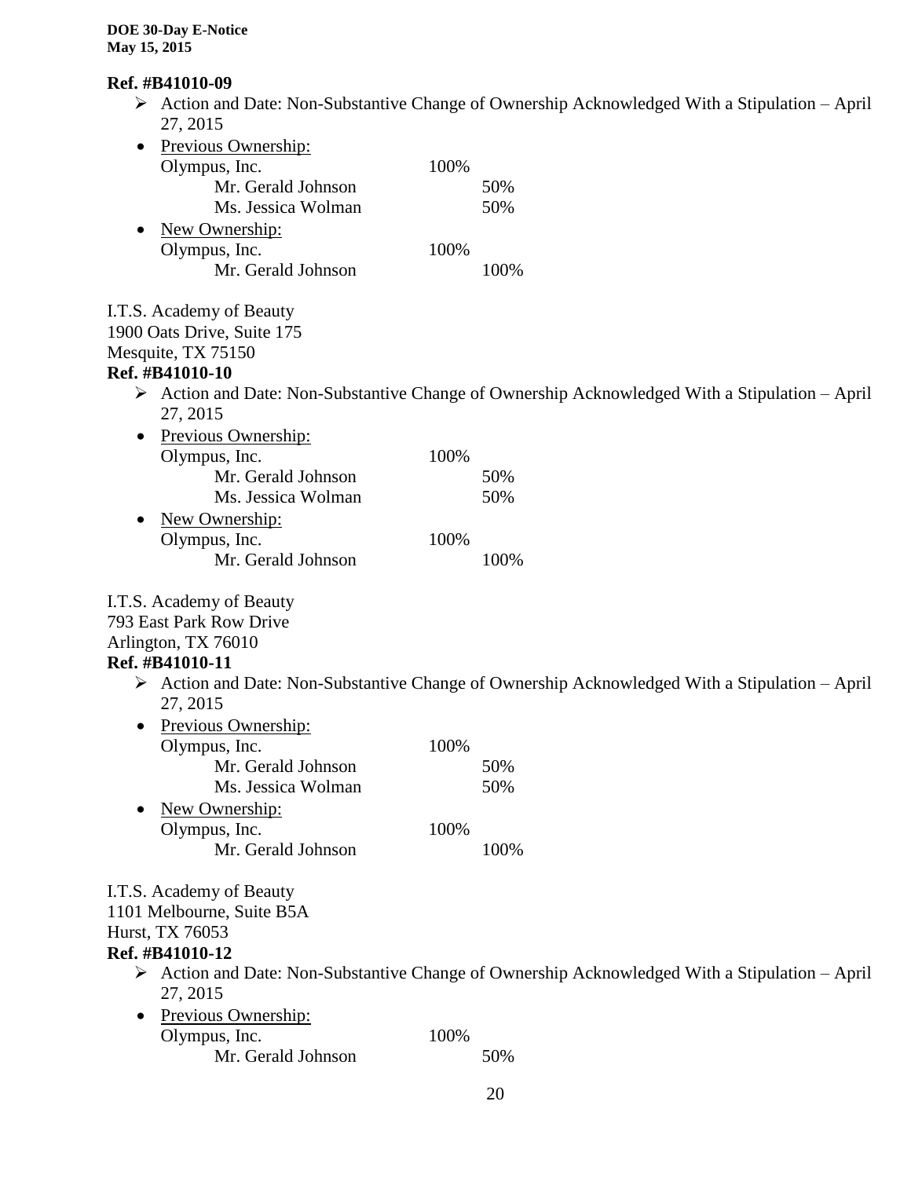**Ref. #B41010-09**

- ➢ Action and Date: Non-Substantive Change of Ownership Acknowledged With a Stipulation – April 27, 2015
- Previous Ownership:

| | | |
|---|---|---|
| Olympus, Inc. | 100% | |
| Mr. Gerald Johnson | | 50% |
| Ms. Jessica Wolman | | 50% |

- New Ownership:

| | | |
|---|---|---|
| Olympus, Inc. | 100% | |
| Mr. Gerald Johnson | | 100% |

I.T.S. Academy of Beauty
1900 Oats Drive, Suite 175
Mesquite, TX 75150

**Ref. #B41010-10**

- ➢ Action and Date: Non-Substantive Change of Ownership Acknowledged With a Stipulation – April 27, 2015
- Previous Ownership:

| | | |
|---|---|---|
| Olympus, Inc. | 100% | |
| Mr. Gerald Johnson | | 50% |
| Ms. Jessica Wolman | | 50% |

- New Ownership:

| | | |
|---|---|---|
| Olympus, Inc. | 100% | |
| Mr. Gerald Johnson | | 100% |

I.T.S. Academy of Beauty
793 East Park Row Drive
Arlington, TX 76010

**Ref. #B41010-11**

- ➢ Action and Date: Non-Substantive Change of Ownership Acknowledged With a Stipulation – April 27, 2015
- Previous Ownership:

| | | |
|---|---|---|
| Olympus, Inc. | 100% | |
| Mr. Gerald Johnson | | 50% |
| Ms. Jessica Wolman | | 50% |

- New Ownership:

| | | |
|---|---|---|
| Olympus, Inc. | 100% | |
| Mr. Gerald Johnson | | 100% |

I.T.S. Academy of Beauty
1101 Melbourne, Suite B5A
Hurst, TX 76053

**Ref. #B41010-12**

- ➢ Action and Date: Non-Substantive Change of Ownership Acknowledged With a Stipulation – April 27, 2015
- Previous Ownership:

| | | |
|---|---|---|
| Olympus, Inc. | 100% | |
| Mr. Gerald Johnson | | 50% |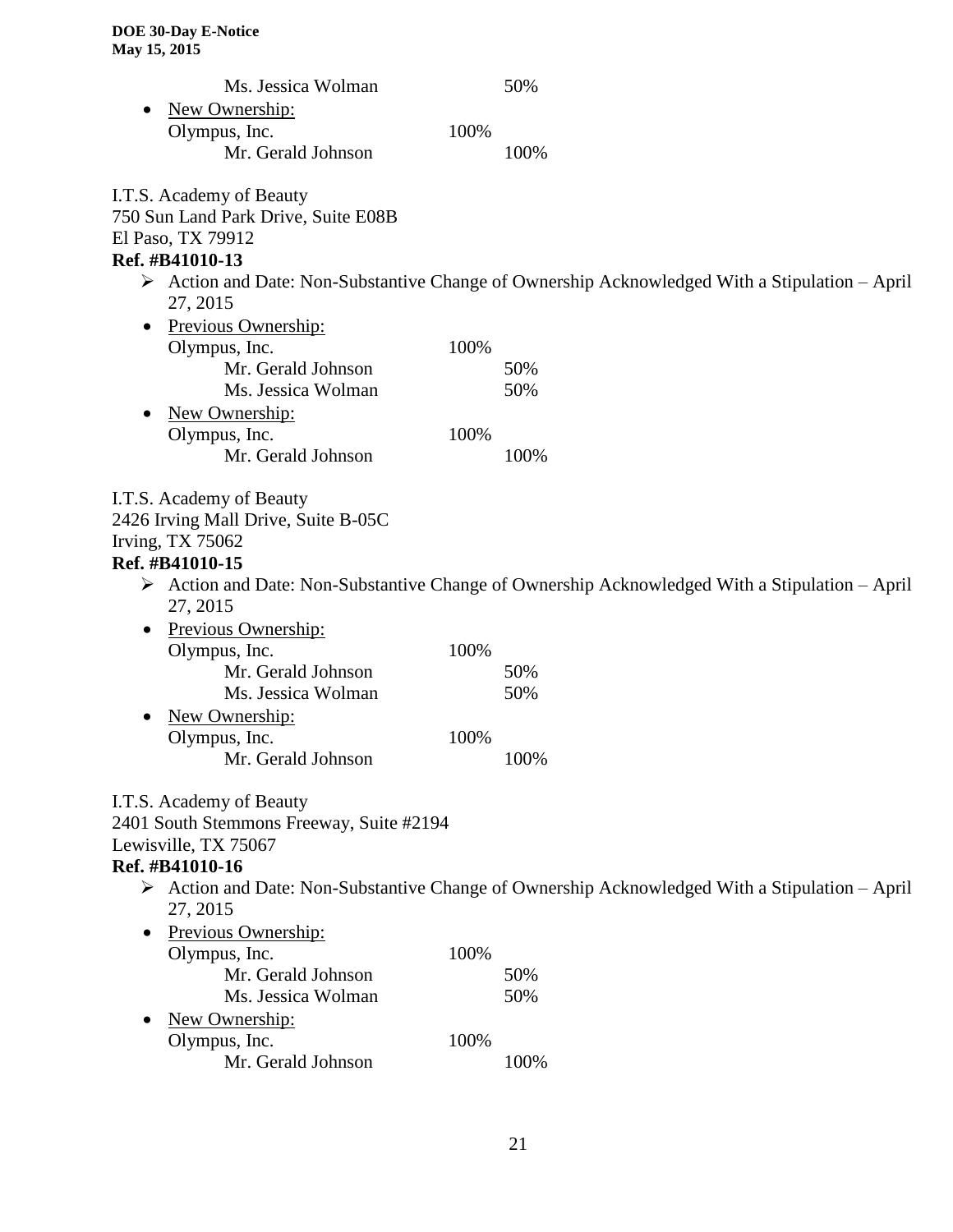Ms. Jessica Wolman 50%

- New Ownership:
  Olympus, Inc. 100%
  Mr. Gerald Johnson 100%

I.T.S. Academy of Beauty
750 Sun Land Park Drive, Suite E08B
El Paso, TX 79912
**Ref. #B41010-13**

- Action and Date: Non-Substantive Change of Ownership Acknowledged With a Stipulation – April 27, 2015
- Previous Ownership:
  Olympus, Inc. 100%
  Mr. Gerald Johnson 50%
  Ms. Jessica Wolman 50%
- New Ownership:
  Olympus, Inc. 100%
  Mr. Gerald Johnson 100%

I.T.S. Academy of Beauty
2426 Irving Mall Drive, Suite B-05C
Irving, TX 75062
**Ref. #B41010-15**

- Action and Date: Non-Substantive Change of Ownership Acknowledged With a Stipulation – April 27, 2015
- Previous Ownership:
  Olympus, Inc. 100%
  Mr. Gerald Johnson 50%
  Ms. Jessica Wolman 50%
- New Ownership:
  Olympus, Inc. 100%
  Mr. Gerald Johnson 100%

I.T.S. Academy of Beauty
2401 South Stemmons Freeway, Suite #2194
Lewisville, TX 75067
**Ref. #B41010-16**

- Action and Date: Non-Substantive Change of Ownership Acknowledged With a Stipulation – April 27, 2015
- Previous Ownership:
  Olympus, Inc. 100%
  Mr. Gerald Johnson 50%
  Ms. Jessica Wolman 50%
- New Ownership:
  Olympus, Inc. 100%
  Mr. Gerald Johnson 100%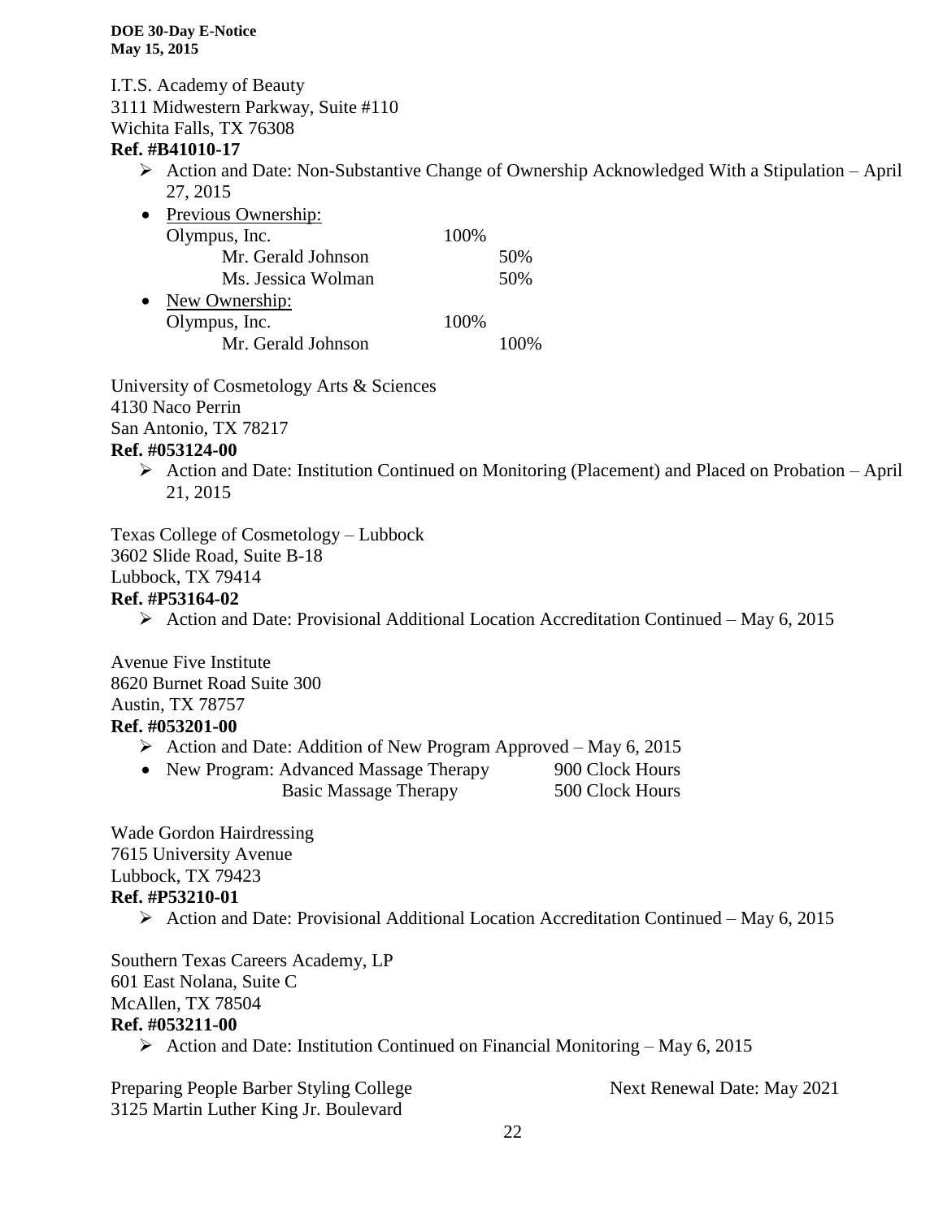I.T.S. Academy of Beauty
3111 Midwestern Parkway, Suite #110
Wichita Falls, TX 76308
**Ref. #B41010-17**

- Action and Date: Non-Substantive Change of Ownership Acknowledged With a Stipulation – April 27, 2015
- Previous Ownership:

| | | |
|---|---|---|
| Olympus, Inc. | 100% | |
| Mr. Gerald Johnson | | 50% |
| Ms. Jessica Wolman | | 50% |

- New Ownership:

| | | |
|---|---|---|
| Olympus, Inc. | 100% | |
| Mr. Gerald Johnson | | 100% |

University of Cosmetology Arts & Sciences
4130 Naco Perrin
San Antonio, TX 78217
**Ref. #053124-00**

- Action and Date: Institution Continued on Monitoring (Placement) and Placed on Probation – April 21, 2015

Texas College of Cosmetology – Lubbock
3602 Slide Road, Suite B-18
Lubbock, TX 79414
**Ref. #P53164-02**

- Action and Date: Provisional Additional Location Accreditation Continued – May 6, 2015

Avenue Five Institute
8620 Burnet Road Suite 300
Austin, TX 78757
**Ref. #053201-00**

- Action and Date: Addition of New Program Approved – May 6, 2015
- New Program: Advanced Massage Therapy 900 Clock Hours
  Basic Massage Therapy 500 Clock Hours

Wade Gordon Hairdressing
7615 University Avenue
Lubbock, TX 79423
**Ref. #P53210-01**

- Action and Date: Provisional Additional Location Accreditation Continued – May 6, 2015

Southern Texas Careers Academy, LP
601 East Nolana, Suite C
McAllen, TX 78504
**Ref. #053211-00**

- Action and Date: Institution Continued on Financial Monitoring – May 6, 2015

Preparing People Barber Styling College — Next Renewal Date: May 2021
3125 Martin Luther King Jr. Boulevard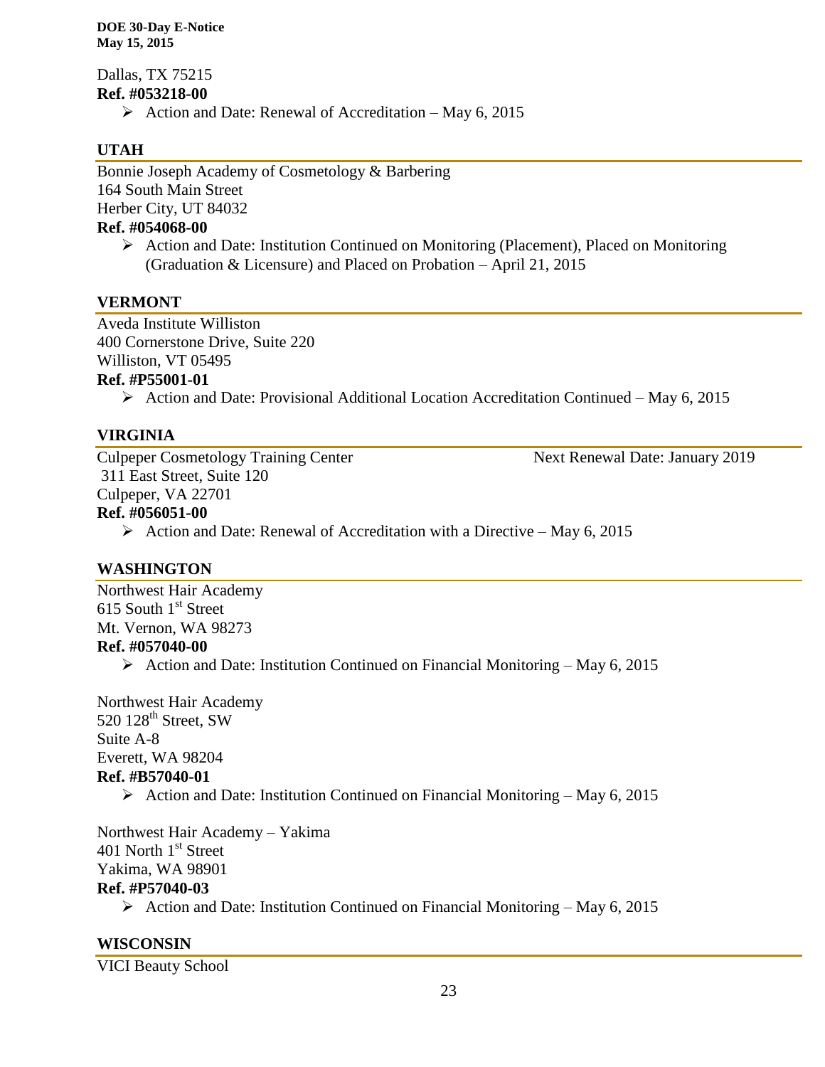Dallas, TX 75215
**Ref. #053218-00**

- Action and Date: Renewal of Accreditation – May 6, 2015

## UTAH

Bonnie Joseph Academy of Cosmetology & Barbering
164 South Main Street
Herber City, UT 84032
**Ref. #054068-00**

- Action and Date: Institution Continued on Monitoring (Placement), Placed on Monitoring (Graduation & Licensure) and Placed on Probation – April 21, 2015

## VERMONT

Aveda Institute Williston
400 Cornerstone Drive, Suite 220
Williston, VT 05495
**Ref. #P55001-01**

- Action and Date: Provisional Additional Location Accreditation Continued – May 6, 2015

## VIRGINIA

Culpeper Cosmetology Training Center — Next Renewal Date: January 2019
311 East Street, Suite 120
Culpeper, VA 22701
**Ref. #056051-00**

- Action and Date: Renewal of Accreditation with a Directive – May 6, 2015

## WASHINGTON

Northwest Hair Academy
615 South 1st Street
Mt. Vernon, WA 98273
**Ref. #057040-00**

- Action and Date: Institution Continued on Financial Monitoring – May 6, 2015

Northwest Hair Academy
520 128th Street, SW
Suite A-8
Everett, WA 98204
**Ref. #B57040-01**

- Action and Date: Institution Continued on Financial Monitoring – May 6, 2015

Northwest Hair Academy – Yakima
401 North 1st Street
Yakima, WA 98901
**Ref. #P57040-03**

- Action and Date: Institution Continued on Financial Monitoring – May 6, 2015

## WISCONSIN

VICI Beauty School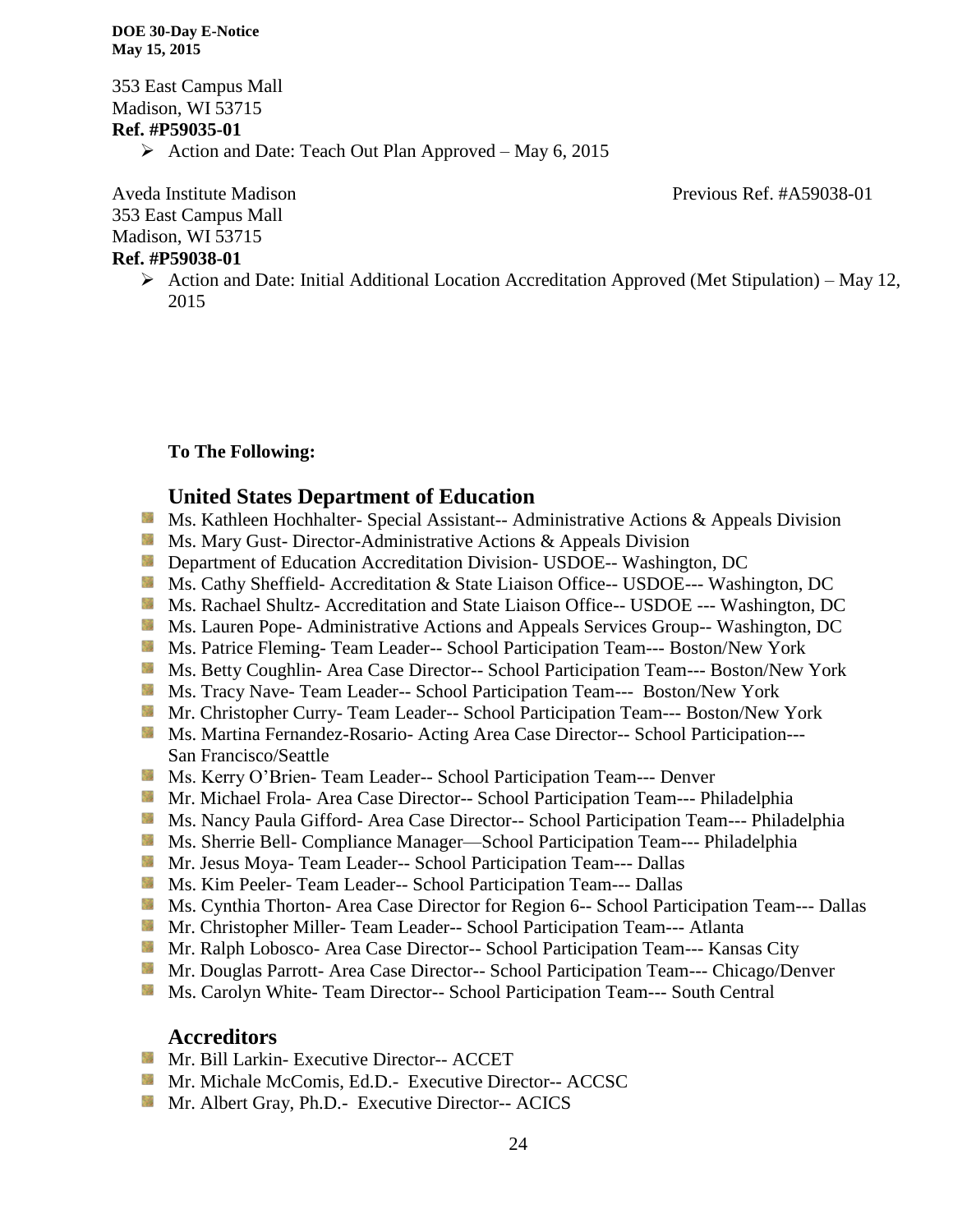353 East Campus Mall
Madison, WI 53715
**Ref. #P59035-01**

- Action and Date: Teach Out Plan Approved – May 6, 2015

Aveda Institute Madison Previous Ref. #A59038-01
353 East Campus Mall
Madison, WI 53715
**Ref. #P59038-01**

- Action and Date: Initial Additional Location Accreditation Approved (Met Stipulation) – May 12, 2015

**To The Following:**

## United States Department of Education

- Ms. Kathleen Hochhalter- Special Assistant-- Administrative Actions & Appeals Division
- Ms. Mary Gust- Director-Administrative Actions & Appeals Division
- Department of Education Accreditation Division- USDOE-- Washington, DC
- Ms. Cathy Sheffield- Accreditation & State Liaison Office-- USDOE--- Washington, DC
- Ms. Rachael Shultz- Accreditation and State Liaison Office-- USDOE --- Washington, DC
- Ms. Lauren Pope- Administrative Actions and Appeals Services Group-- Washington, DC
- Ms. Patrice Fleming- Team Leader-- School Participation Team--- Boston/New York
- Ms. Betty Coughlin- Area Case Director-- School Participation Team--- Boston/New York
- Ms. Tracy Nave- Team Leader-- School Participation Team--- Boston/New York
- Mr. Christopher Curry- Team Leader-- School Participation Team--- Boston/New York
- Ms. Martina Fernandez-Rosario- Acting Area Case Director-- School Participation--- San Francisco/Seattle
- Ms. Kerry O'Brien- Team Leader-- School Participation Team--- Denver
- Mr. Michael Frola- Area Case Director-- School Participation Team--- Philadelphia
- Ms. Nancy Paula Gifford- Area Case Director-- School Participation Team--- Philadelphia
- Ms. Sherrie Bell- Compliance Manager—School Participation Team--- Philadelphia
- Mr. Jesus Moya- Team Leader-- School Participation Team--- Dallas
- Ms. Kim Peeler- Team Leader-- School Participation Team--- Dallas
- Ms. Cynthia Thorton- Area Case Director for Region 6-- School Participation Team--- Dallas
- Mr. Christopher Miller- Team Leader-- School Participation Team--- Atlanta
- Mr. Ralph Lobosco- Area Case Director-- School Participation Team--- Kansas City
- Mr. Douglas Parrott- Area Case Director-- School Participation Team--- Chicago/Denver
- Ms. Carolyn White- Team Director-- School Participation Team--- South Central

## Accreditors

- Mr. Bill Larkin- Executive Director-- ACCET
- Mr. Michale McComis, Ed.D.- Executive Director-- ACCSC
- Mr. Albert Gray, Ph.D.- Executive Director-- ACICS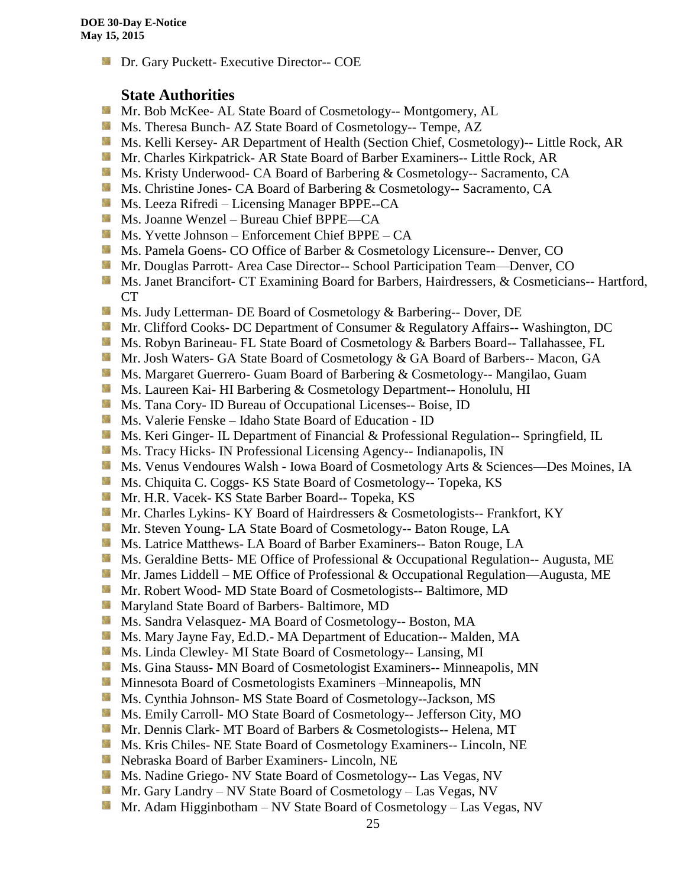- Dr. Gary Puckett- Executive Director-- COE

### State Authorities

- Mr. Bob McKee- AL State Board of Cosmetology-- Montgomery, AL
- Ms. Theresa Bunch- AZ State Board of Cosmetology-- Tempe, AZ
- Ms. Kelli Kersey- AR Department of Health (Section Chief, Cosmetology)-- Little Rock, AR
- Mr. Charles Kirkpatrick- AR State Board of Barber Examiners-- Little Rock, AR
- Ms. Kristy Underwood- CA Board of Barbering & Cosmetology-- Sacramento, CA
- Ms. Christine Jones- CA Board of Barbering & Cosmetology-- Sacramento, CA
- Ms. Leeza Rifredi – Licensing Manager BPPE--CA
- Ms. Joanne Wenzel – Bureau Chief BPPE—CA
- Ms. Yvette Johnson – Enforcement Chief BPPE – CA
- Ms. Pamela Goens- CO Office of Barber & Cosmetology Licensure-- Denver, CO
- Mr. Douglas Parrott- Area Case Director-- School Participation Team—Denver, CO
- Ms. Janet Brancifort- CT Examining Board for Barbers, Hairdressers, & Cosmeticians-- Hartford, CT
- Ms. Judy Letterman- DE Board of Cosmetology & Barbering-- Dover, DE
- Mr. Clifford Cooks- DC Department of Consumer & Regulatory Affairs-- Washington, DC
- Ms. Robyn Barineau- FL State Board of Cosmetology & Barbers Board-- Tallahassee, FL
- Mr. Josh Waters- GA State Board of Cosmetology & GA Board of Barbers-- Macon, GA
- Ms. Margaret Guerrero- Guam Board of Barbering & Cosmetology-- Mangilao, Guam
- Ms. Laureen Kai- HI Barbering & Cosmetology Department-- Honolulu, HI
- Ms. Tana Cory- ID Bureau of Occupational Licenses-- Boise, ID
- Ms. Valerie Fenske – Idaho State Board of Education - ID
- Ms. Keri Ginger- IL Department of Financial & Professional Regulation-- Springfield, IL
- Ms. Tracy Hicks- IN Professional Licensing Agency-- Indianapolis, IN
- Ms. Venus Vendoures Walsh - Iowa Board of Cosmetology Arts & Sciences—Des Moines, IA
- Ms. Chiquita C. Coggs- KS State Board of Cosmetology-- Topeka, KS
- Mr. H.R. Vacek- KS State Barber Board-- Topeka, KS
- Mr. Charles Lykins- KY Board of Hairdressers & Cosmetologists-- Frankfort, KY
- Mr. Steven Young- LA State Board of Cosmetology-- Baton Rouge, LA
- Ms. Latrice Matthews- LA Board of Barber Examiners-- Baton Rouge, LA
- Ms. Geraldine Betts- ME Office of Professional & Occupational Regulation-- Augusta, ME
- Mr. James Liddell – ME Office of Professional & Occupational Regulation—Augusta, ME
- Mr. Robert Wood- MD State Board of Cosmetologists-- Baltimore, MD
- Maryland State Board of Barbers- Baltimore, MD
- Ms. Sandra Velasquez- MA Board of Cosmetology-- Boston, MA
- Ms. Mary Jayne Fay, Ed.D.- MA Department of Education-- Malden, MA
- Ms. Linda Clewley- MI State Board of Cosmetology-- Lansing, MI
- Ms. Gina Stauss- MN Board of Cosmetologist Examiners-- Minneapolis, MN
- Minnesota Board of Cosmetologists Examiners –Minneapolis, MN
- Ms. Cynthia Johnson- MS State Board of Cosmetology--Jackson, MS
- Ms. Emily Carroll- MO State Board of Cosmetology-- Jefferson City, MO
- Mr. Dennis Clark- MT Board of Barbers & Cosmetologists-- Helena, MT
- Ms. Kris Chiles- NE State Board of Cosmetology Examiners-- Lincoln, NE
- Nebraska Board of Barber Examiners- Lincoln, NE
- Ms. Nadine Griego- NV State Board of Cosmetology-- Las Vegas, NV
- Mr. Gary Landry – NV State Board of Cosmetology – Las Vegas, NV
- Mr. Adam Higginbotham – NV State Board of Cosmetology – Las Vegas, NV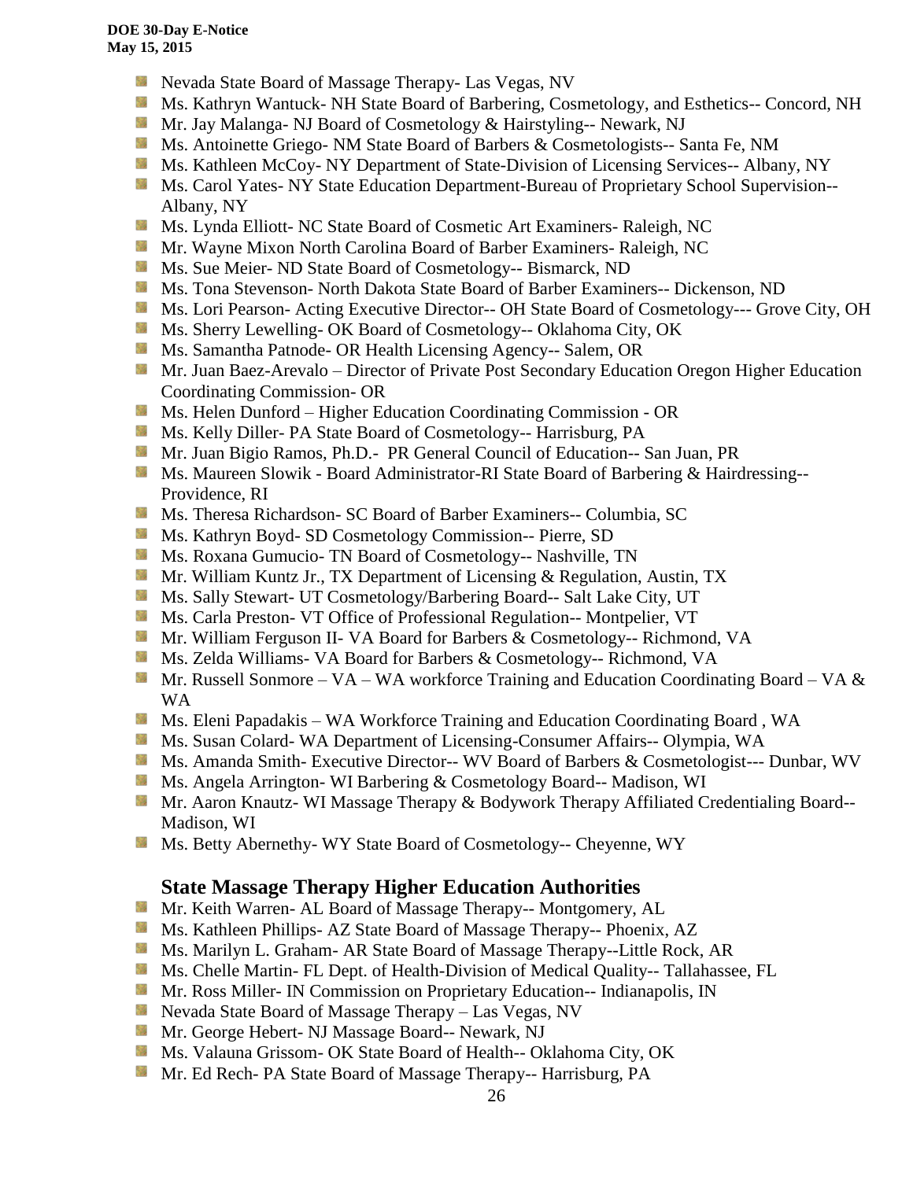- Nevada State Board of Massage Therapy- Las Vegas, NV
- Ms. Kathryn Wantuck- NH State Board of Barbering, Cosmetology, and Esthetics-- Concord, NH
- Mr. Jay Malanga- NJ Board of Cosmetology & Hairstyling-- Newark, NJ
- Ms. Antoinette Griego- NM State Board of Barbers & Cosmetologists-- Santa Fe, NM
- Ms. Kathleen McCoy- NY Department of State-Division of Licensing Services-- Albany, NY
- Ms. Carol Yates- NY State Education Department-Bureau of Proprietary School Supervision-- Albany, NY
- Ms. Lynda Elliott- NC State Board of Cosmetic Art Examiners- Raleigh, NC
- Mr. Wayne Mixon North Carolina Board of Barber Examiners- Raleigh, NC
- Ms. Sue Meier- ND State Board of Cosmetology-- Bismarck, ND
- Ms. Tona Stevenson- North Dakota State Board of Barber Examiners-- Dickenson, ND
- Ms. Lori Pearson- Acting Executive Director-- OH State Board of Cosmetology--- Grove City, OH
- Ms. Sherry Lewelling- OK Board of Cosmetology-- Oklahoma City, OK
- Ms. Samantha Patnode- OR Health Licensing Agency-- Salem, OR
- Mr. Juan Baez-Arevalo – Director of Private Post Secondary Education Oregon Higher Education Coordinating Commission- OR
- Ms. Helen Dunford – Higher Education Coordinating Commission - OR
- Ms. Kelly Diller- PA State Board of Cosmetology-- Harrisburg, PA
- Mr. Juan Bigio Ramos, Ph.D.- PR General Council of Education-- San Juan, PR
- Ms. Maureen Slowik - Board Administrator-RI State Board of Barbering & Hairdressing-- Providence, RI
- Ms. Theresa Richardson- SC Board of Barber Examiners-- Columbia, SC
- Ms. Kathryn Boyd- SD Cosmetology Commission-- Pierre, SD
- Ms. Roxana Gumucio- TN Board of Cosmetology-- Nashville, TN
- Mr. William Kuntz Jr., TX Department of Licensing & Regulation, Austin, TX
- Ms. Sally Stewart- UT Cosmetology/Barbering Board-- Salt Lake City, UT
- Ms. Carla Preston- VT Office of Professional Regulation-- Montpelier, VT
- Mr. William Ferguson II- VA Board for Barbers & Cosmetology-- Richmond, VA
- Ms. Zelda Williams- VA Board for Barbers & Cosmetology-- Richmond, VA
- Mr. Russell Sonmore – VA – WA workforce Training and Education Coordinating Board – VA & WA
- Ms. Eleni Papadakis – WA Workforce Training and Education Coordinating Board , WA
- Ms. Susan Colard- WA Department of Licensing-Consumer Affairs-- Olympia, WA
- Ms. Amanda Smith- Executive Director-- WV Board of Barbers & Cosmetologist--- Dunbar, WV
- Ms. Angela Arrington- WI Barbering & Cosmetology Board-- Madison, WI
- Mr. Aaron Knautz- WI Massage Therapy & Bodywork Therapy Affiliated Credentialing Board-- Madison, WI
- Ms. Betty Abernethy- WY State Board of Cosmetology-- Cheyenne, WY

## State Massage Therapy Higher Education Authorities

- Mr. Keith Warren- AL Board of Massage Therapy-- Montgomery, AL
- Ms. Kathleen Phillips- AZ State Board of Massage Therapy-- Phoenix, AZ
- Ms. Marilyn L. Graham- AR State Board of Massage Therapy--Little Rock, AR
- Ms. Chelle Martin- FL Dept. of Health-Division of Medical Quality-- Tallahassee, FL
- Mr. Ross Miller- IN Commission on Proprietary Education-- Indianapolis, IN
- Nevada State Board of Massage Therapy – Las Vegas, NV
- Mr. George Hebert- NJ Massage Board-- Newark, NJ
- Ms. Valauna Grissom- OK State Board of Health-- Oklahoma City, OK
- Mr. Ed Rech- PA State Board of Massage Therapy-- Harrisburg, PA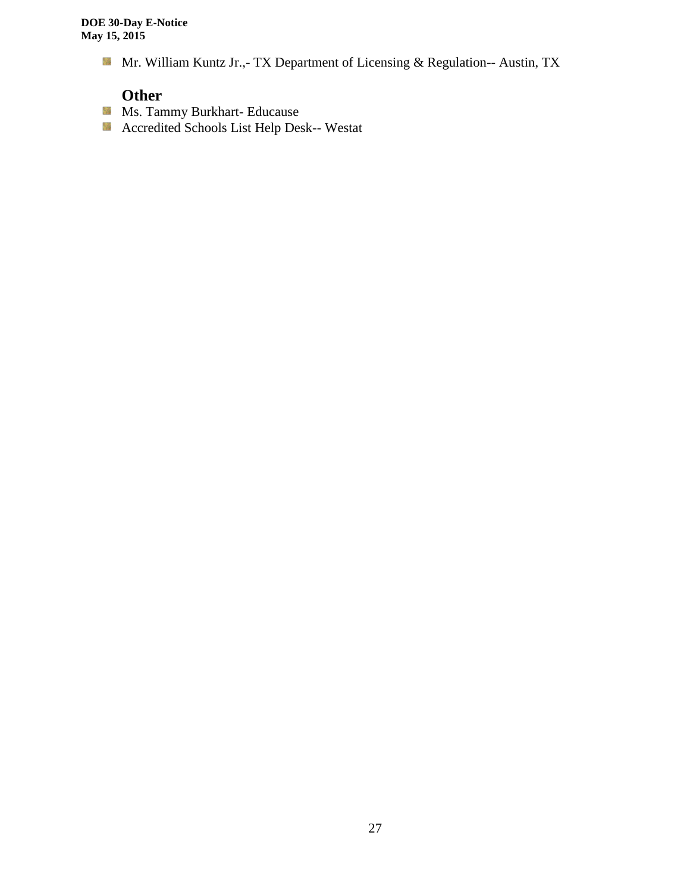- Mr. William Kuntz Jr.,- TX Department of Licensing & Regulation-- Austin, TX

## Other

- Ms. Tammy Burkhart- Educause
- Accredited Schools List Help Desk-- Westat